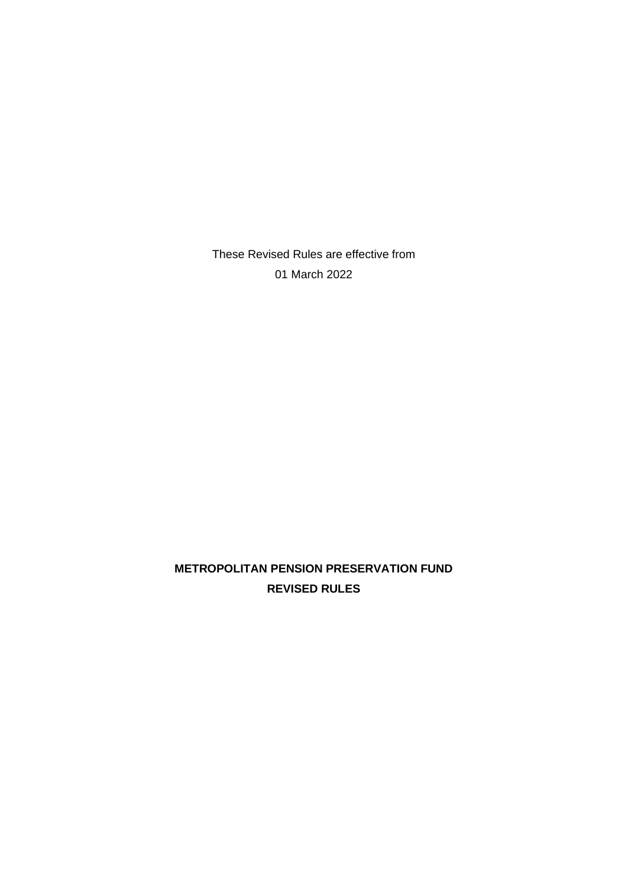These Revised Rules are effective from

01 March 2022

**METROPOLITAN PENSION PRESERVATION FUND**

**REVISED RULES**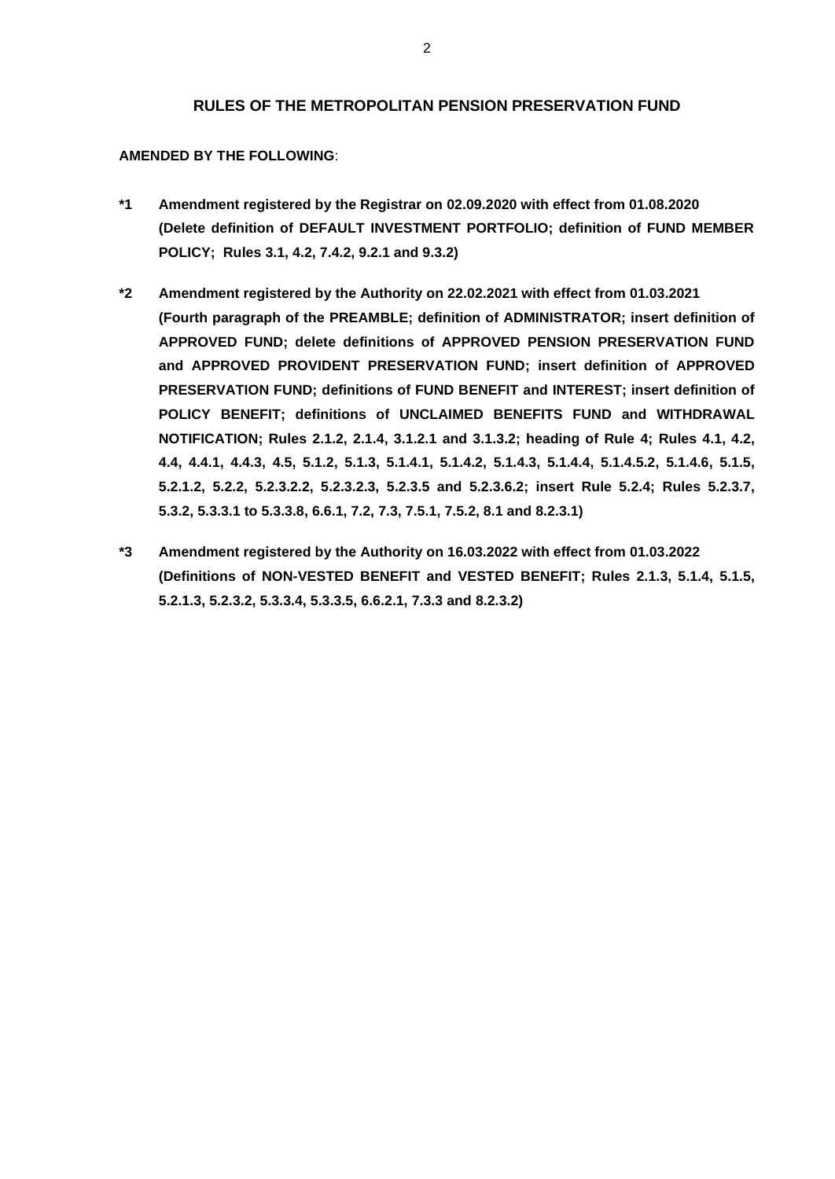## RULES OF THE METROPOLITAN PENSION PRESERVATION FUND

**AMENDED BY THE FOLLOWING**:

**\*1 Amendment registered by the Registrar on 02.09.2020 with effect from 01.08.2020 (Delete definition of DEFAULT INVESTMENT PORTFOLIO; definition of FUND MEMBER POLICY; Rules 3.1, 4.2, 7.4.2, 9.2.1 and 9.3.2)**

**\*2 Amendment registered by the Authority on 22.02.2021 with effect from 01.03.2021 (Fourth paragraph of the PREAMBLE; definition of ADMINISTRATOR; insert definition of APPROVED FUND; delete definitions of APPROVED PENSION PRESERVATION FUND and APPROVED PROVIDENT PRESERVATION FUND; insert definition of APPROVED PRESERVATION FUND; definitions of FUND BENEFIT and INTEREST; insert definition of POLICY BENEFIT; definitions of UNCLAIMED BENEFITS FUND and WITHDRAWAL NOTIFICATION; Rules 2.1.2, 2.1.4, 3.1.2.1 and 3.1.3.2; heading of Rule 4; Rules 4.1, 4.2, 4.4, 4.4.1, 4.4.3, 4.5, 5.1.2, 5.1.3, 5.1.4.1, 5.1.4.2, 5.1.4.3, 5.1.4.4, 5.1.4.5.2, 5.1.4.6, 5.1.5, 5.2.1.2, 5.2.2, 5.2.3.2.2, 5.2.3.2.3, 5.2.3.5 and 5.2.3.6.2; insert Rule 5.2.4; Rules 5.2.3.7, 5.3.2, 5.3.3.1 to 5.3.3.8, 6.6.1, 7.2, 7.3, 7.5.1, 7.5.2, 8.1 and 8.2.3.1)**

**\*3 Amendment registered by the Authority on 16.03.2022 with effect from 01.03.2022 (Definitions of NON-VESTED BENEFIT and VESTED BENEFIT; Rules 2.1.3, 5.1.4, 5.1.5, 5.2.1.3, 5.2.3.2, 5.3.3.4, 5.3.3.5, 6.6.2.1, 7.3.3 and 8.2.3.2)**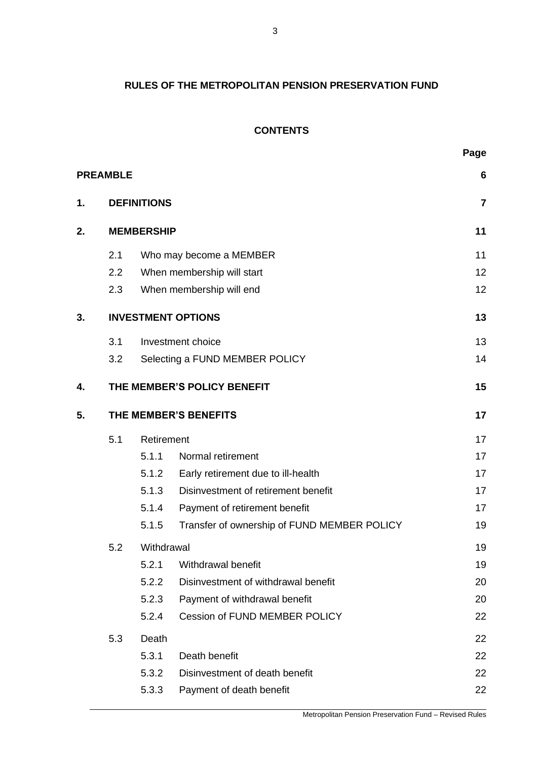**RULES OF THE METROPOLITAN PENSION PRESERVATION FUND**

**CONTENTS**

| | | | | Page |
|---|---|---|---|---|
| **PREAMBLE** | | | | **6** |
| **1.** | **DEFINITIONS** | | | **7** |
| **2.** | **MEMBERSHIP** | | | **11** |
| | 2.1 | Who may become a MEMBER | | 11 |
| | 2.2 | When membership will start | | 12 |
| | 2.3 | When membership will end | | 12 |
| **3.** | **INVESTMENT OPTIONS** | | | **13** |
| | 3.1 | Investment choice | | 13 |
| | 3.2 | Selecting a FUND MEMBER POLICY | | 14 |
| **4.** | **THE MEMBER'S POLICY BENEFIT** | | | **15** |
| **5.** | **THE MEMBER'S BENEFITS** | | | **17** |
| | 5.1 | Retirement | | 17 |
| | | 5.1.1 | Normal retirement | 17 |
| | | 5.1.2 | Early retirement due to ill-health | 17 |
| | | 5.1.3 | Disinvestment of retirement benefit | 17 |
| | | 5.1.4 | Payment of retirement benefit | 17 |
| | | 5.1.5 | Transfer of ownership of FUND MEMBER POLICY | 19 |
| | 5.2 | Withdrawal | | 19 |
| | | 5.2.1 | Withdrawal benefit | 19 |
| | | 5.2.2 | Disinvestment of withdrawal benefit | 20 |
| | | 5.2.3 | Payment of withdrawal benefit | 20 |
| | | 5.2.4 | Cession of FUND MEMBER POLICY | 22 |
| | 5.3 | Death | | 22 |
| | | 5.3.1 | Death benefit | 22 |
| | | 5.3.2 | Disinvestment of death benefit | 22 |
| | | 5.3.3 | Payment of death benefit | 22 |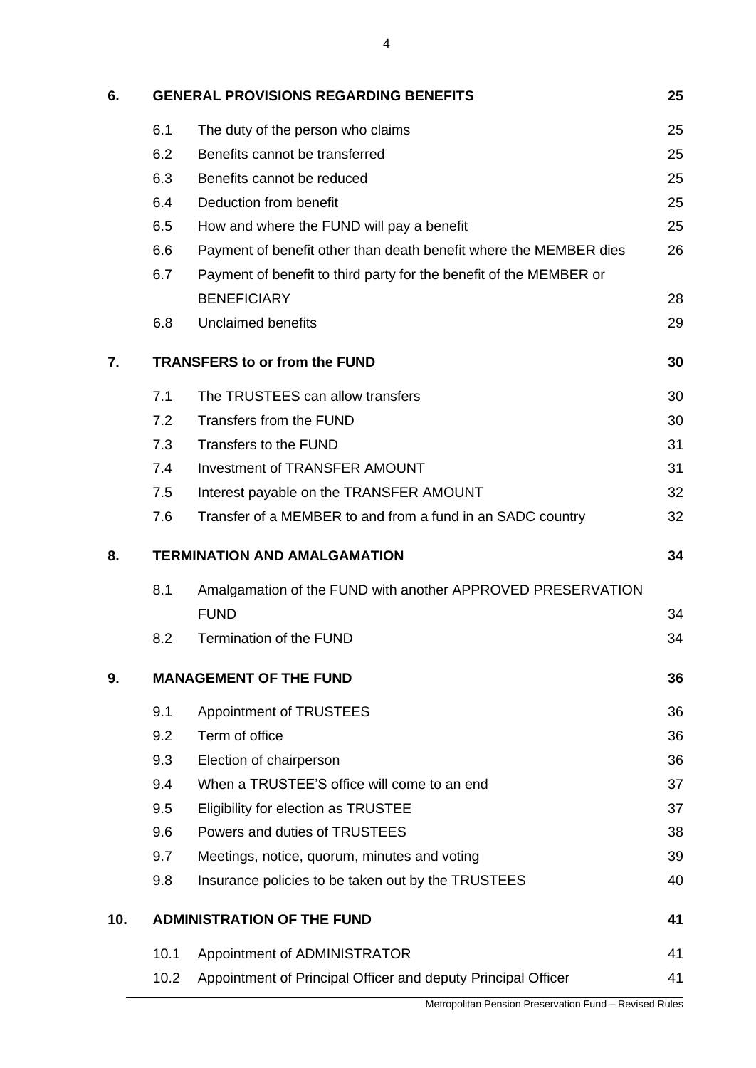| | | | |
|---|---|---|---|
| **6.** | **GENERAL PROVISIONS REGARDING BENEFITS** | | **25** |
| | 6.1 | The duty of the person who claims | 25 |
| | 6.2 | Benefits cannot be transferred | 25 |
| | 6.3 | Benefits cannot be reduced | 25 |
| | 6.4 | Deduction from benefit | 25 |
| | 6.5 | How and where the FUND will pay a benefit | 25 |
| | 6.6 | Payment of benefit other than death benefit where the MEMBER dies | 26 |
| | 6.7 | Payment of benefit to third party for the benefit of the MEMBER or BENEFICIARY | 28 |
| | 6.8 | Unclaimed benefits | 29 |
| **7.** | **TRANSFERS to or from the FUND** | | **30** |
| | 7.1 | The TRUSTEES can allow transfers | 30 |
| | 7.2 | Transfers from the FUND | 30 |
| | 7.3 | Transfers to the FUND | 31 |
| | 7.4 | Investment of TRANSFER AMOUNT | 31 |
| | 7.5 | Interest payable on the TRANSFER AMOUNT | 32 |
| | 7.6 | Transfer of a MEMBER to and from a fund in an SADC country | 32 |
| **8.** | **TERMINATION AND AMALGAMATION** | | **34** |
| | 8.1 | Amalgamation of the FUND with another APPROVED PRESERVATION FUND | 34 |
| | 8.2 | Termination of the FUND | 34 |
| **9.** | **MANAGEMENT OF THE FUND** | | **36** |
| | 9.1 | Appointment of TRUSTEES | 36 |
| | 9.2 | Term of office | 36 |
| | 9.3 | Election of chairperson | 36 |
| | 9.4 | When a TRUSTEE'S office will come to an end | 37 |
| | 9.5 | Eligibility for election as TRUSTEE | 37 |
| | 9.6 | Powers and duties of TRUSTEES | 38 |
| | 9.7 | Meetings, notice, quorum, minutes and voting | 39 |
| | 9.8 | Insurance policies to be taken out by the TRUSTEES | 40 |
| **10.** | **ADMINISTRATION OF THE FUND** | | **41** |
| | 10.1 | Appointment of ADMINISTRATOR | 41 |
| | 10.2 | Appointment of Principal Officer and deputy Principal Officer | 41 |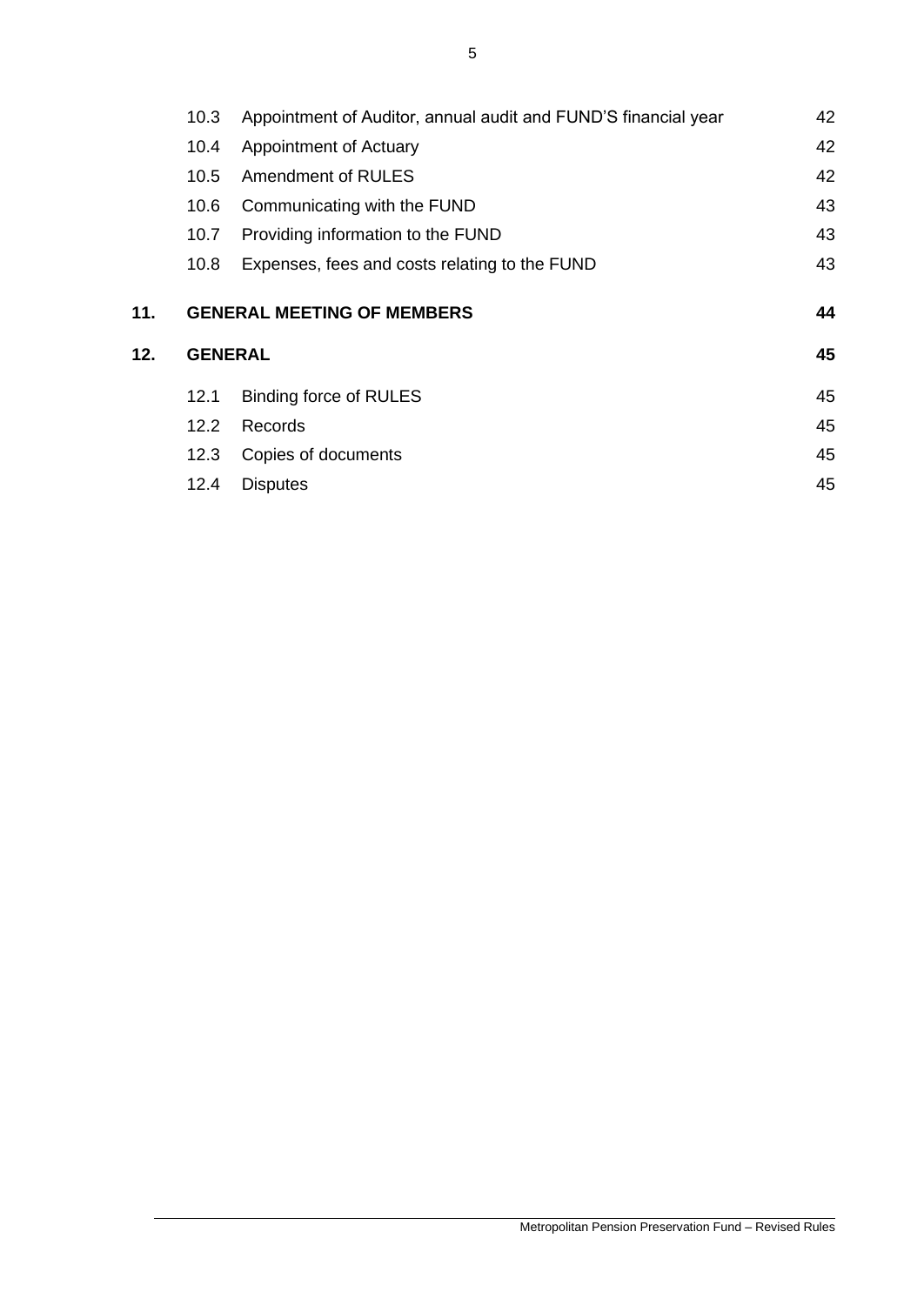| | | | |
|---|---|---|---|
| | 10.3 | Appointment of Auditor, annual audit and FUND'S financial year | 42 |
| | 10.4 | Appointment of Actuary | 42 |
| | 10.5 | Amendment of RULES | 42 |
| | 10.6 | Communicating with the FUND | 43 |
| | 10.7 | Providing information to the FUND | 43 |
| | 10.8 | Expenses, fees and costs relating to the FUND | 43 |
| **11.** | **GENERAL MEETING OF MEMBERS** | | **44** |
| **12.** | **GENERAL** | | **45** |
| | 12.1 | Binding force of RULES | 45 |
| | 12.2 | Records | 45 |
| | 12.3 | Copies of documents | 45 |
| | 12.4 | Disputes | 45 |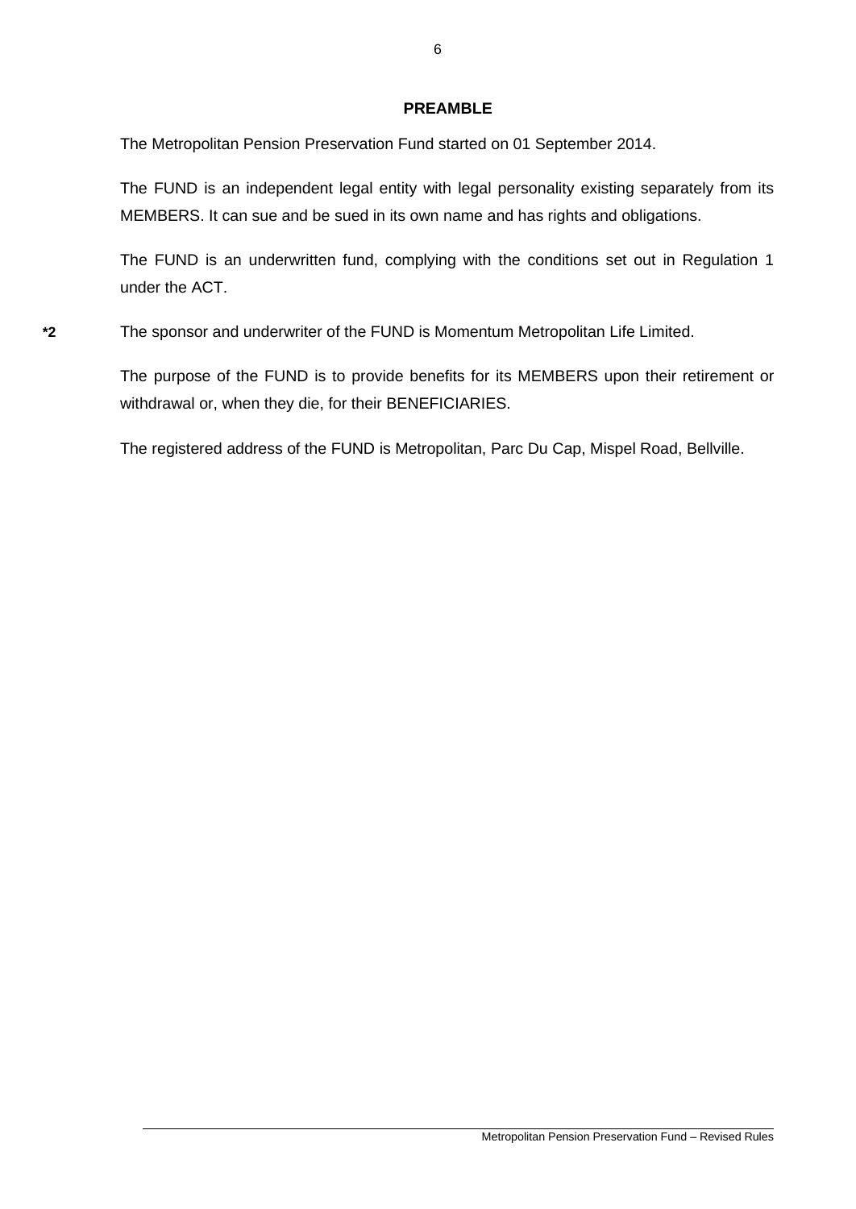## PREAMBLE

The Metropolitan Pension Preservation Fund started on 01 September 2014.

The FUND is an independent legal entity with legal personality existing separately from its MEMBERS. It can sue and be sued in its own name and has rights and obligations.

The FUND is an underwritten fund, complying with the conditions set out in Regulation 1 under the ACT.

**\*2** The sponsor and underwriter of the FUND is Momentum Metropolitan Life Limited.

The purpose of the FUND is to provide benefits for its MEMBERS upon their retirement or withdrawal or, when they die, for their BENEFICIARIES.

The registered address of the FUND is Metropolitan, Parc Du Cap, Mispel Road, Bellville.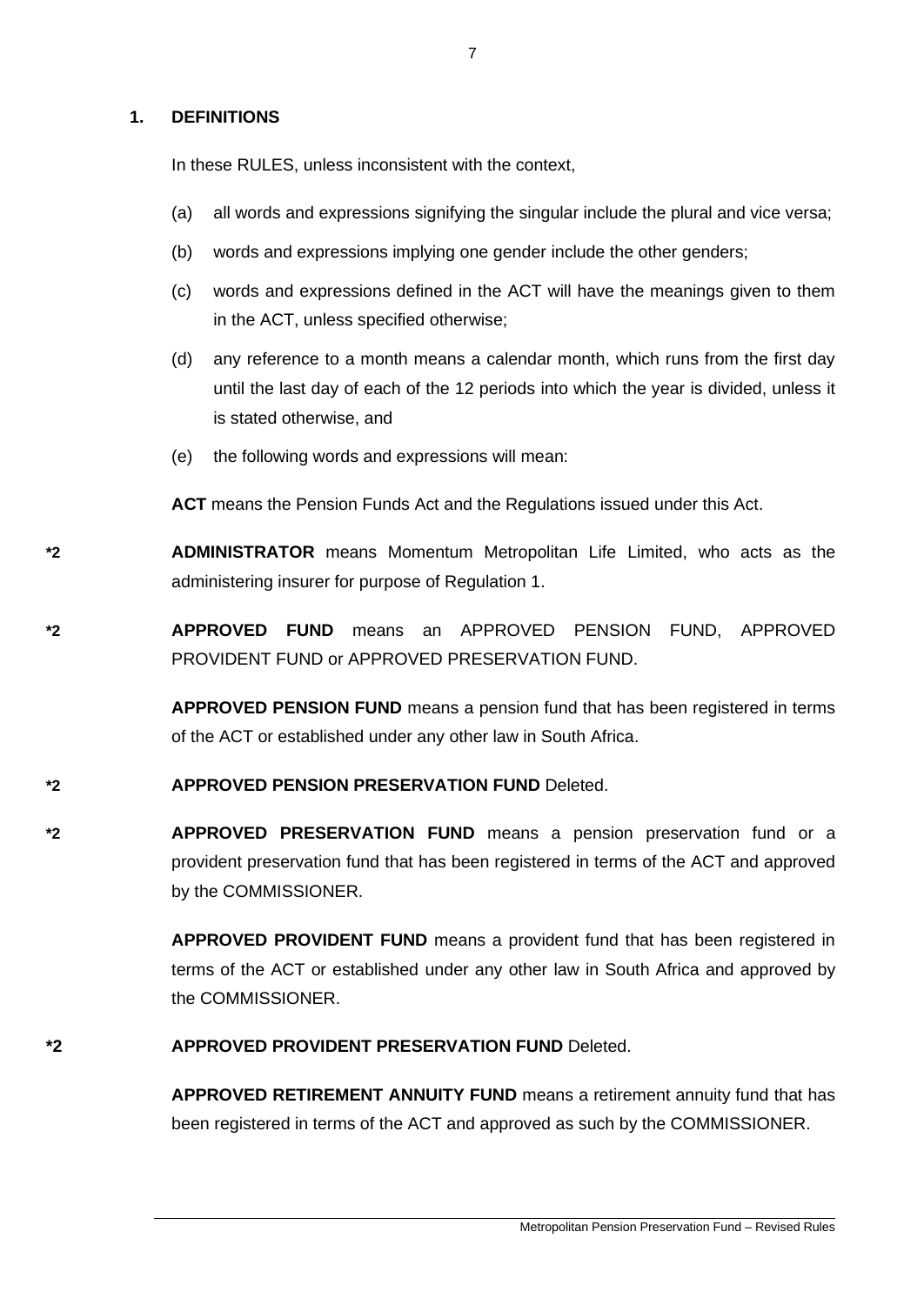## 1. DEFINITIONS

In these RULES, unless inconsistent with the context,

(a) all words and expressions signifying the singular include the plural and vice versa;

(b) words and expressions implying one gender include the other genders;

(c) words and expressions defined in the ACT will have the meanings given to them in the ACT, unless specified otherwise;

(d) any reference to a month means a calendar month, which runs from the first day until the last day of each of the 12 periods into which the year is divided, unless it is stated otherwise, and

(e) the following words and expressions will mean:

**ACT** means the Pension Funds Act and the Regulations issued under this Act.

*2 **ADMINISTRATOR** means Momentum Metropolitan Life Limited, who acts as the administering insurer for purpose of Regulation 1.

*2 **APPROVED FUND** means an APPROVED PENSION FUND, APPROVED PROVIDENT FUND or APPROVED PRESERVATION FUND.

**APPROVED PENSION FUND** means a pension fund that has been registered in terms of the ACT or established under any other law in South Africa.

*2 **APPROVED PENSION PRESERVATION FUND** Deleted.

*2 **APPROVED PRESERVATION FUND** means a pension preservation fund or a provident preservation fund that has been registered in terms of the ACT and approved by the COMMISSIONER.

**APPROVED PROVIDENT FUND** means a provident fund that has been registered in terms of the ACT or established under any other law in South Africa and approved by the COMMISSIONER.

*2 **APPROVED PROVIDENT PRESERVATION FUND** Deleted.

**APPROVED RETIREMENT ANNUITY FUND** means a retirement annuity fund that has been registered in terms of the ACT and approved as such by the COMMISSIONER.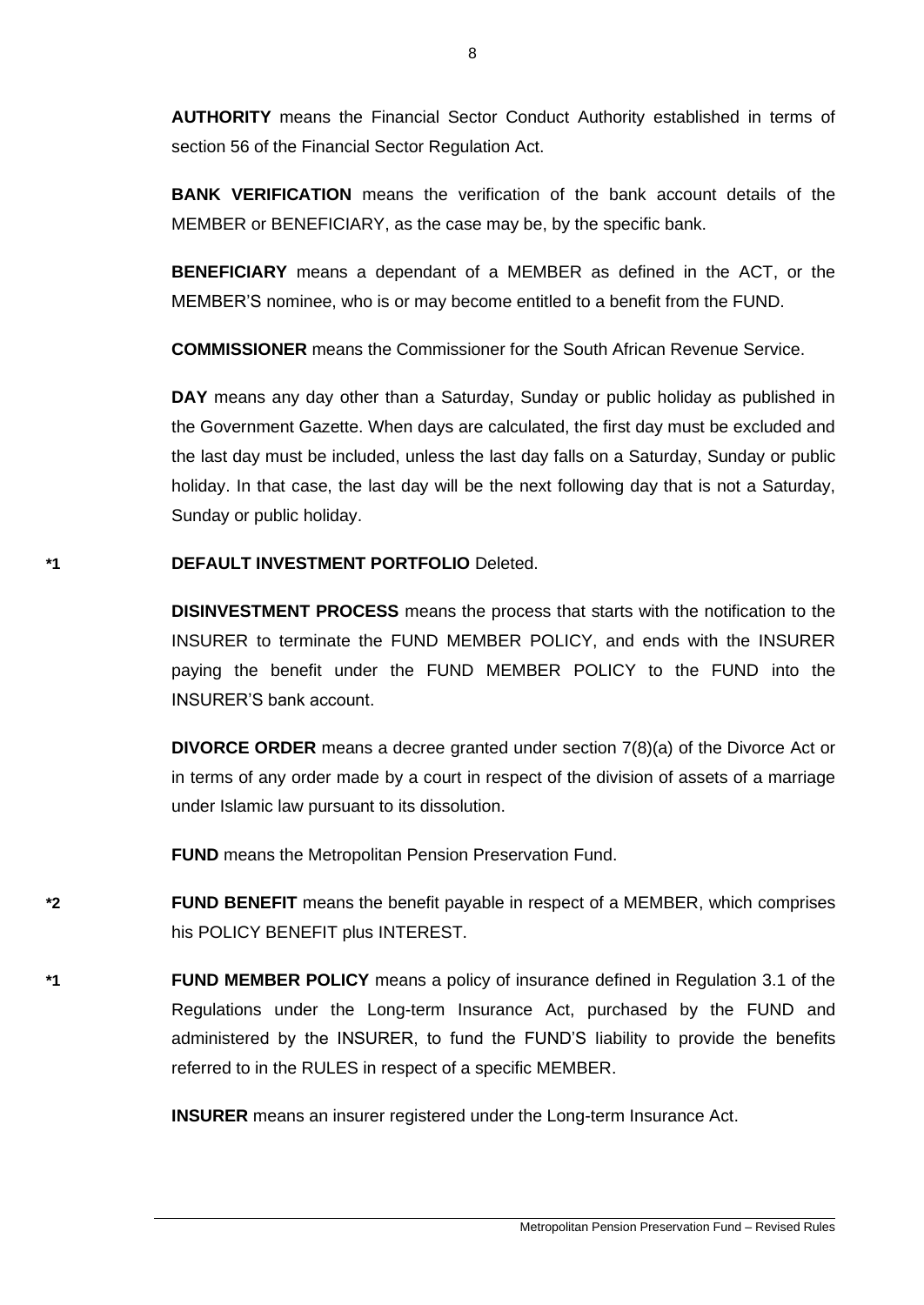**AUTHORITY** means the Financial Sector Conduct Authority established in terms of section 56 of the Financial Sector Regulation Act.

**BANK VERIFICATION** means the verification of the bank account details of the MEMBER or BENEFICIARY, as the case may be, by the specific bank.

**BENEFICIARY** means a dependant of a MEMBER as defined in the ACT, or the MEMBER'S nominee, who is or may become entitled to a benefit from the FUND.

**COMMISSIONER** means the Commissioner for the South African Revenue Service.

**DAY** means any day other than a Saturday, Sunday or public holiday as published in the Government Gazette. When days are calculated, the first day must be excluded and the last day must be included, unless the last day falls on a Saturday, Sunday or public holiday. In that case, the last day will be the next following day that is not a Saturday, Sunday or public holiday.

*1 **DEFAULT INVESTMENT PORTFOLIO** Deleted.

**DISINVESTMENT PROCESS** means the process that starts with the notification to the INSURER to terminate the FUND MEMBER POLICY, and ends with the INSURER paying the benefit under the FUND MEMBER POLICY to the FUND into the INSURER'S bank account.

**DIVORCE ORDER** means a decree granted under section 7(8)(a) of the Divorce Act or in terms of any order made by a court in respect of the division of assets of a marriage under Islamic law pursuant to its dissolution.

**FUND** means the Metropolitan Pension Preservation Fund.

*2 **FUND BENEFIT** means the benefit payable in respect of a MEMBER, which comprises his POLICY BENEFIT plus INTEREST.

*1 **FUND MEMBER POLICY** means a policy of insurance defined in Regulation 3.1 of the Regulations under the Long-term Insurance Act, purchased by the FUND and administered by the INSURER, to fund the FUND'S liability to provide the benefits referred to in the RULES in respect of a specific MEMBER.

**INSURER** means an insurer registered under the Long-term Insurance Act.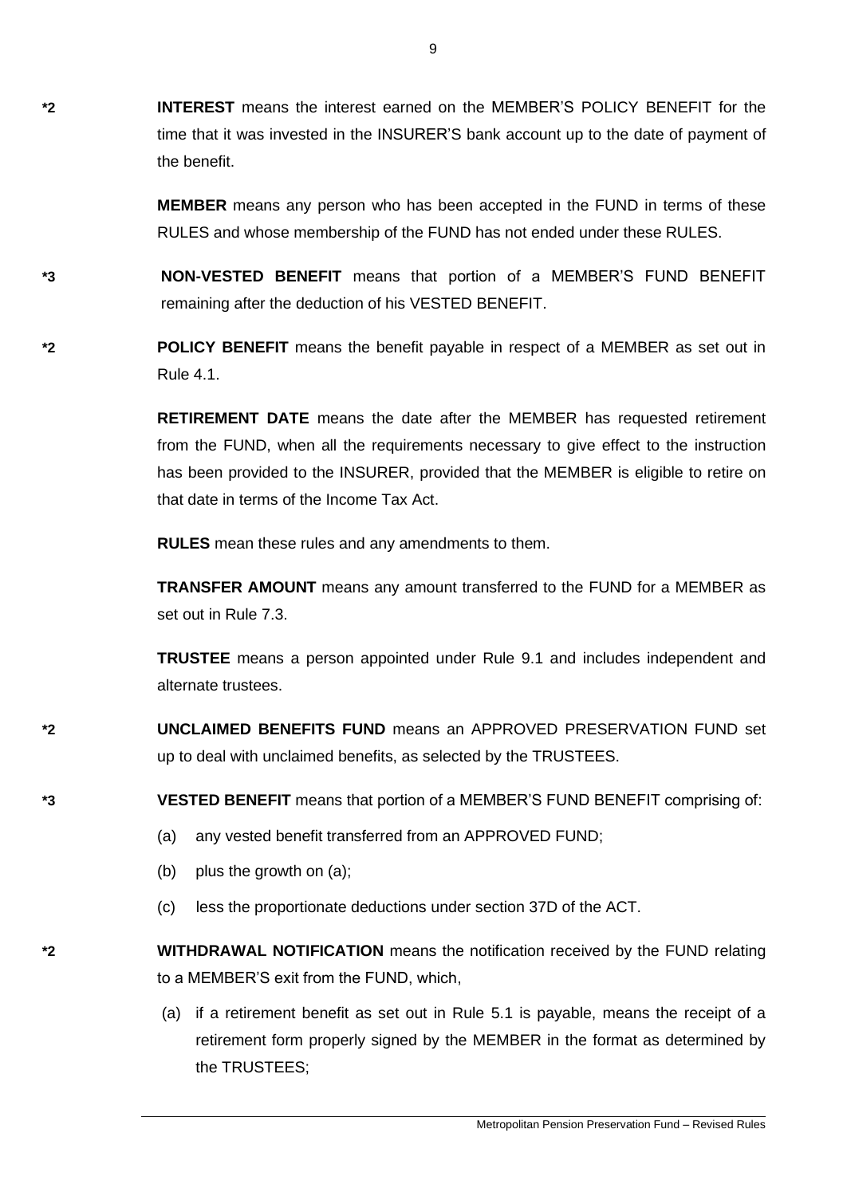*2 **INTEREST** means the interest earned on the MEMBER'S POLICY BENEFIT for the time that it was invested in the INSURER'S bank account up to the date of payment of the benefit.

**MEMBER** means any person who has been accepted in the FUND in terms of these RULES and whose membership of the FUND has not ended under these RULES.

*3 **NON-VESTED BENEFIT** means that portion of a MEMBER'S FUND BENEFIT remaining after the deduction of his VESTED BENEFIT.

*2 **POLICY BENEFIT** means the benefit payable in respect of a MEMBER as set out in Rule 4.1.

**RETIREMENT DATE** means the date after the MEMBER has requested retirement from the FUND, when all the requirements necessary to give effect to the instruction has been provided to the INSURER, provided that the MEMBER is eligible to retire on that date in terms of the Income Tax Act.

**RULES** mean these rules and any amendments to them.

**TRANSFER AMOUNT** means any amount transferred to the FUND for a MEMBER as set out in Rule 7.3.

**TRUSTEE** means a person appointed under Rule 9.1 and includes independent and alternate trustees.

*2 **UNCLAIMED BENEFITS FUND** means an APPROVED PRESERVATION FUND set up to deal with unclaimed benefits, as selected by the TRUSTEES.

*3 **VESTED BENEFIT** means that portion of a MEMBER'S FUND BENEFIT comprising of:

(a) any vested benefit transferred from an APPROVED FUND;

(b) plus the growth on (a);

(c) less the proportionate deductions under section 37D of the ACT.

*2 **WITHDRAWAL NOTIFICATION** means the notification received by the FUND relating to a MEMBER'S exit from the FUND, which,

(a) if a retirement benefit as set out in Rule 5.1 is payable, means the receipt of a retirement form properly signed by the MEMBER in the format as determined by the TRUSTEES;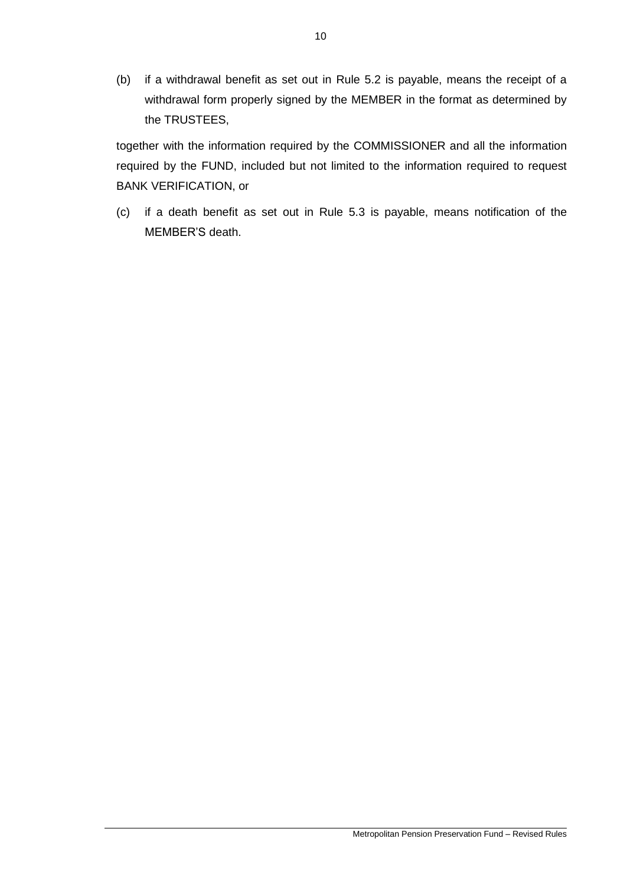(b) if a withdrawal benefit as set out in Rule 5.2 is payable, means the receipt of a withdrawal form properly signed by the MEMBER in the format as determined by the TRUSTEES,

together with the information required by the COMMISSIONER and all the information required by the FUND, included but not limited to the information required to request BANK VERIFICATION, or

(c) if a death benefit as set out in Rule 5.3 is payable, means notification of the MEMBER'S death.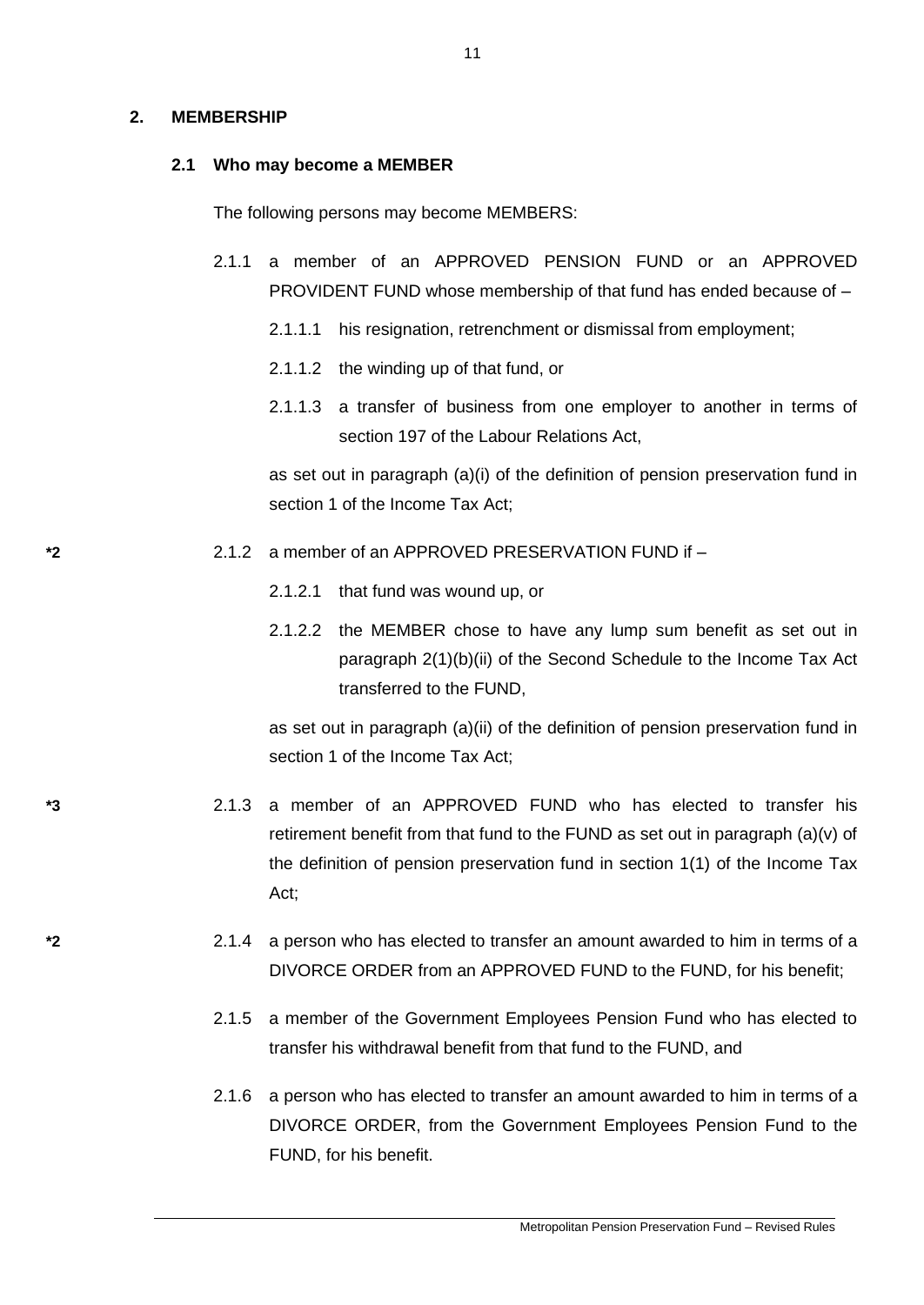## 2. MEMBERSHIP

### 2.1 Who may become a MEMBER

The following persons may become MEMBERS:

2.1.1 a member of an APPROVED PENSION FUND or an APPROVED PROVIDENT FUND whose membership of that fund has ended because of –

2.1.1.1 his resignation, retrenchment or dismissal from employment;

2.1.1.2 the winding up of that fund, or

2.1.1.3 a transfer of business from one employer to another in terms of section 197 of the Labour Relations Act,

as set out in paragraph (a)(i) of the definition of pension preservation fund in section 1 of the Income Tax Act;

*2 2.1.2 a member of an APPROVED PRESERVATION FUND if –

2.1.2.1 that fund was wound up, or

2.1.2.2 the MEMBER chose to have any lump sum benefit as set out in paragraph 2(1)(b)(ii) of the Second Schedule to the Income Tax Act transferred to the FUND,

as set out in paragraph (a)(ii) of the definition of pension preservation fund in section 1 of the Income Tax Act;

*3 2.1.3 a member of an APPROVED FUND who has elected to transfer his retirement benefit from that fund to the FUND as set out in paragraph (a)(v) of the definition of pension preservation fund in section 1(1) of the Income Tax Act;

*2 2.1.4 a person who has elected to transfer an amount awarded to him in terms of a DIVORCE ORDER from an APPROVED FUND to the FUND, for his benefit;

2.1.5 a member of the Government Employees Pension Fund who has elected to transfer his withdrawal benefit from that fund to the FUND, and

2.1.6 a person who has elected to transfer an amount awarded to him in terms of a DIVORCE ORDER, from the Government Employees Pension Fund to the FUND, for his benefit.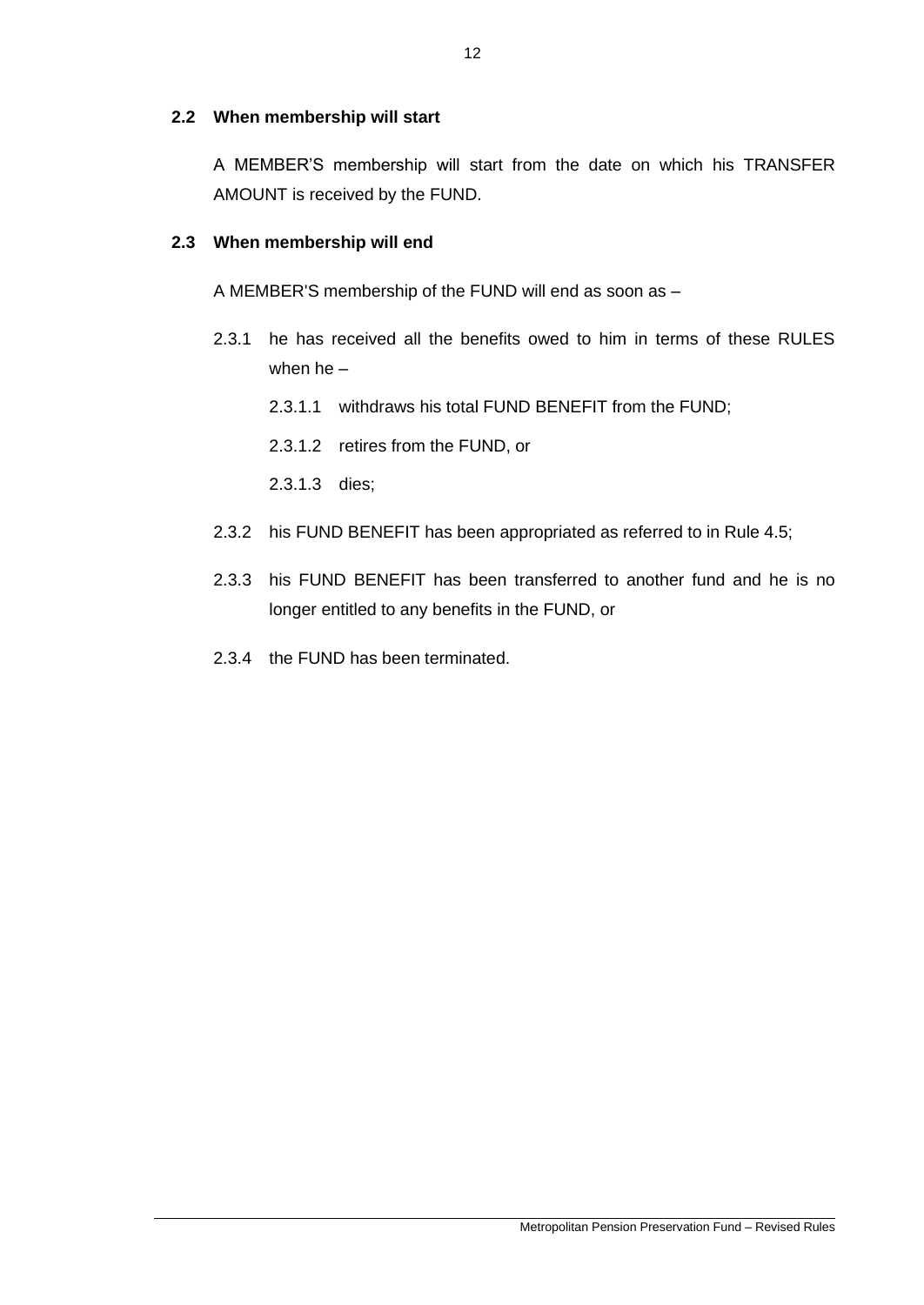### 2.2 When membership will start

A MEMBER'S membership will start from the date on which his TRANSFER AMOUNT is received by the FUND.

### 2.3 When membership will end

A MEMBER'S membership of the FUND will end as soon as –

2.3.1 he has received all the benefits owed to him in terms of these RULES when he –

2.3.1.1 withdraws his total FUND BENEFIT from the FUND;

2.3.1.2 retires from the FUND, or

2.3.1.3 dies;

2.3.2 his FUND BENEFIT has been appropriated as referred to in Rule 4.5;

2.3.3 his FUND BENEFIT has been transferred to another fund and he is no longer entitled to any benefits in the FUND, or

2.3.4 the FUND has been terminated.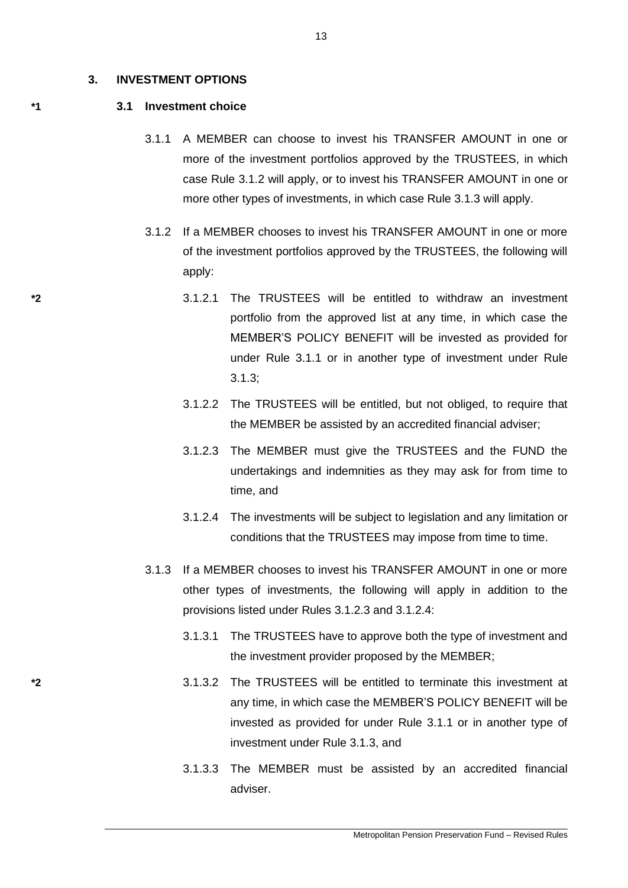## 3. INVESTMENT OPTIONS

### *1 3.1 Investment choice

3.1.1 A MEMBER can choose to invest his TRANSFER AMOUNT in one or more of the investment portfolios approved by the TRUSTEES, in which case Rule 3.1.2 will apply, or to invest his TRANSFER AMOUNT in one or more other types of investments, in which case Rule 3.1.3 will apply.

3.1.2 If a MEMBER chooses to invest his TRANSFER AMOUNT in one or more of the investment portfolios approved by the TRUSTEES, the following will apply:

*2 3.1.2.1 The TRUSTEES will be entitled to withdraw an investment portfolio from the approved list at any time, in which case the MEMBER'S POLICY BENEFIT will be invested as provided for under Rule 3.1.1 or in another type of investment under Rule 3.1.3;

3.1.2.2 The TRUSTEES will be entitled, but not obliged, to require that the MEMBER be assisted by an accredited financial adviser;

3.1.2.3 The MEMBER must give the TRUSTEES and the FUND the undertakings and indemnities as they may ask for from time to time, and

3.1.2.4 The investments will be subject to legislation and any limitation or conditions that the TRUSTEES may impose from time to time.

3.1.3 If a MEMBER chooses to invest his TRANSFER AMOUNT in one or more other types of investments, the following will apply in addition to the provisions listed under Rules 3.1.2.3 and 3.1.2.4:

3.1.3.1 The TRUSTEES have to approve both the type of investment and the investment provider proposed by the MEMBER;

*2 3.1.3.2 The TRUSTEES will be entitled to terminate this investment at any time, in which case the MEMBER'S POLICY BENEFIT will be invested as provided for under Rule 3.1.1 or in another type of investment under Rule 3.1.3, and

3.1.3.3 The MEMBER must be assisted by an accredited financial adviser.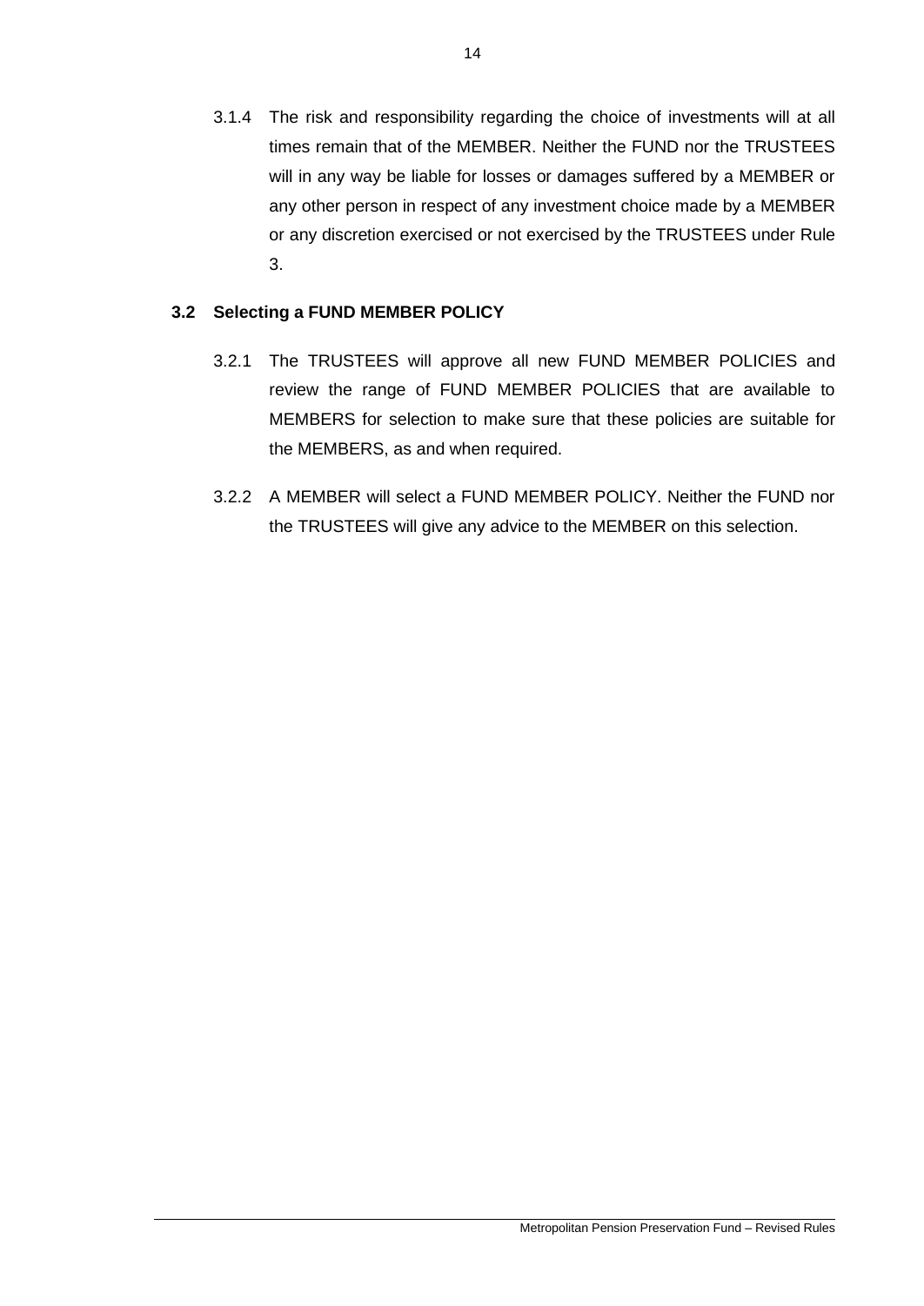3.1.4 The risk and responsibility regarding the choice of investments will at all times remain that of the MEMBER. Neither the FUND nor the TRUSTEES will in any way be liable for losses or damages suffered by a MEMBER or any other person in respect of any investment choice made by a MEMBER or any discretion exercised or not exercised by the TRUSTEES under Rule 3.

### 3.2 Selecting a FUND MEMBER POLICY

3.2.1 The TRUSTEES will approve all new FUND MEMBER POLICIES and review the range of FUND MEMBER POLICIES that are available to MEMBERS for selection to make sure that these policies are suitable for the MEMBERS, as and when required.

3.2.2 A MEMBER will select a FUND MEMBER POLICY. Neither the FUND nor the TRUSTEES will give any advice to the MEMBER on this selection.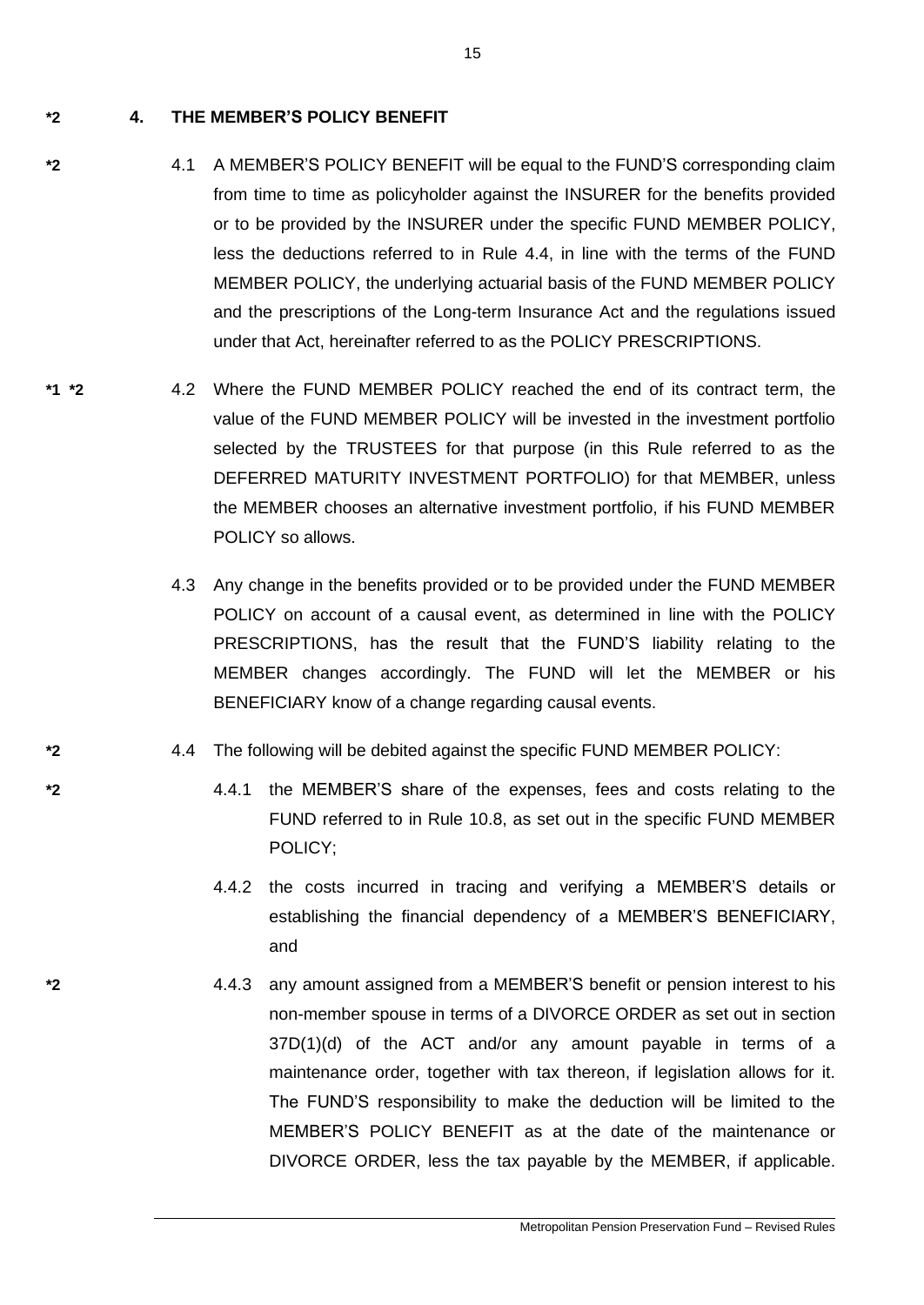**\*2** **4. THE MEMBER'S POLICY BENEFIT**

**\*2** 4.1 A MEMBER'S POLICY BENEFIT will be equal to the FUND'S corresponding claim from time to time as policyholder against the INSURER for the benefits provided or to be provided by the INSURER under the specific FUND MEMBER POLICY, less the deductions referred to in Rule 4.4, in line with the terms of the FUND MEMBER POLICY, the underlying actuarial basis of the FUND MEMBER POLICY and the prescriptions of the Long-term Insurance Act and the regulations issued under that Act, hereinafter referred to as the POLICY PRESCRIPTIONS.

**\*1 \*2** 4.2 Where the FUND MEMBER POLICY reached the end of its contract term, the value of the FUND MEMBER POLICY will be invested in the investment portfolio selected by the TRUSTEES for that purpose (in this Rule referred to as the DEFERRED MATURITY INVESTMENT PORTFOLIO) for that MEMBER, unless the MEMBER chooses an alternative investment portfolio, if his FUND MEMBER POLICY so allows.

4.3 Any change in the benefits provided or to be provided under the FUND MEMBER POLICY on account of a causal event, as determined in line with the POLICY PRESCRIPTIONS, has the result that the FUND'S liability relating to the MEMBER changes accordingly. The FUND will let the MEMBER or his BENEFICIARY know of a change regarding causal events.

**\*2** 4.4 The following will be debited against the specific FUND MEMBER POLICY:

**\*2** 4.4.1 the MEMBER'S share of the expenses, fees and costs relating to the FUND referred to in Rule 10.8, as set out in the specific FUND MEMBER POLICY;

4.4.2 the costs incurred in tracing and verifying a MEMBER'S details or establishing the financial dependency of a MEMBER'S BENEFICIARY, and

**\*2** 4.4.3 any amount assigned from a MEMBER'S benefit or pension interest to his non-member spouse in terms of a DIVORCE ORDER as set out in section 37D(1)(d) of the ACT and/or any amount payable in terms of a maintenance order, together with tax thereon, if legislation allows for it. The FUND'S responsibility to make the deduction will be limited to the MEMBER'S POLICY BENEFIT as at the date of the maintenance or DIVORCE ORDER, less the tax payable by the MEMBER, if applicable.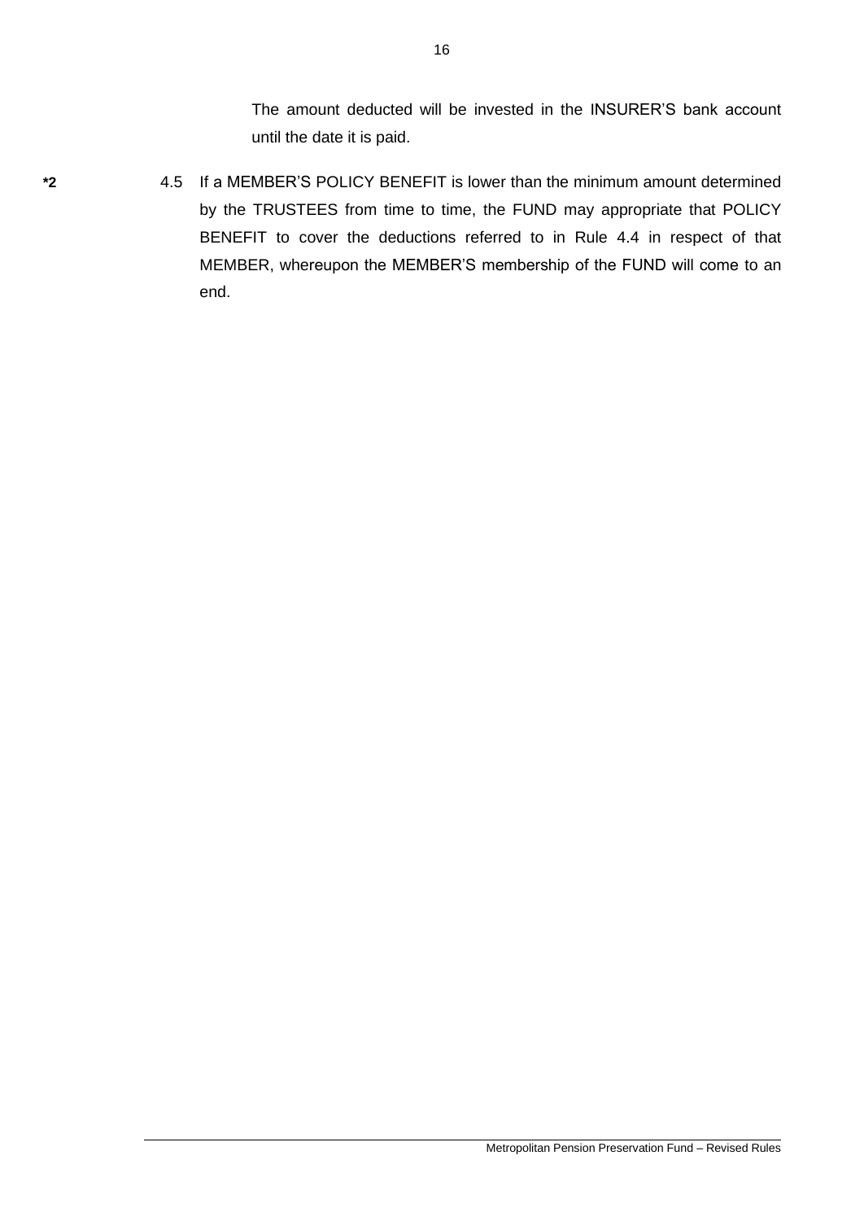The amount deducted will be invested in the INSURER'S bank account until the date it is paid.

**\*2** 4.5 If a MEMBER'S POLICY BENEFIT is lower than the minimum amount determined by the TRUSTEES from time to time, the FUND may appropriate that POLICY BENEFIT to cover the deductions referred to in Rule 4.4 in respect of that MEMBER, whereupon the MEMBER'S membership of the FUND will come to an end.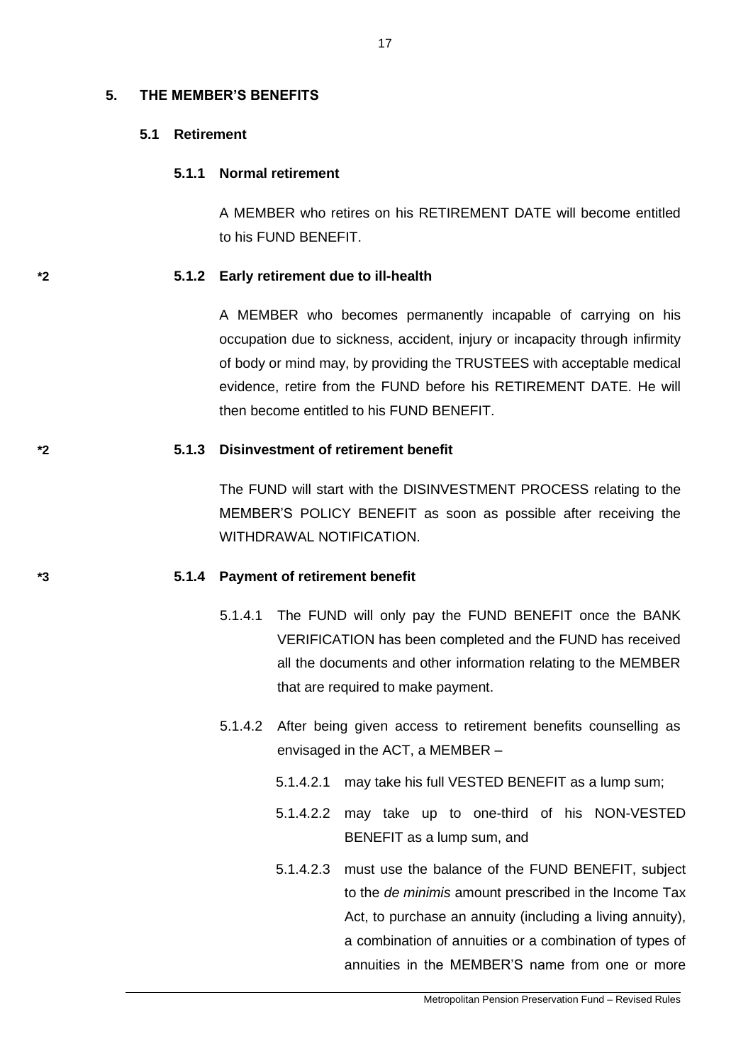## 5. THE MEMBER'S BENEFITS

### 5.1 Retirement

#### 5.1.1 Normal retirement

A MEMBER who retires on his RETIREMENT DATE will become entitled to his FUND BENEFIT.

*2

#### 5.1.2 Early retirement due to ill-health

A MEMBER who becomes permanently incapable of carrying on his occupation due to sickness, accident, injury or incapacity through infirmity of body or mind may, by providing the TRUSTEES with acceptable medical evidence, retire from the FUND before his RETIREMENT DATE. He will then become entitled to his FUND BENEFIT.

*2

#### 5.1.3 Disinvestment of retirement benefit

The FUND will start with the DISINVESTMENT PROCESS relating to the MEMBER'S POLICY BENEFIT as soon as possible after receiving the WITHDRAWAL NOTIFICATION.

*3

#### 5.1.4 Payment of retirement benefit

5.1.4.1 The FUND will only pay the FUND BENEFIT once the BANK VERIFICATION has been completed and the FUND has received all the documents and other information relating to the MEMBER that are required to make payment.

5.1.4.2 After being given access to retirement benefits counselling as envisaged in the ACT, a MEMBER –

5.1.4.2.1 may take his full VESTED BENEFIT as a lump sum;

5.1.4.2.2 may take up to one-third of his NON-VESTED BENEFIT as a lump sum, and

5.1.4.2.3 must use the balance of the FUND BENEFIT, subject to the *de minimis* amount prescribed in the Income Tax Act, to purchase an annuity (including a living annuity), a combination of annuities or a combination of types of annuities in the MEMBER'S name from one or more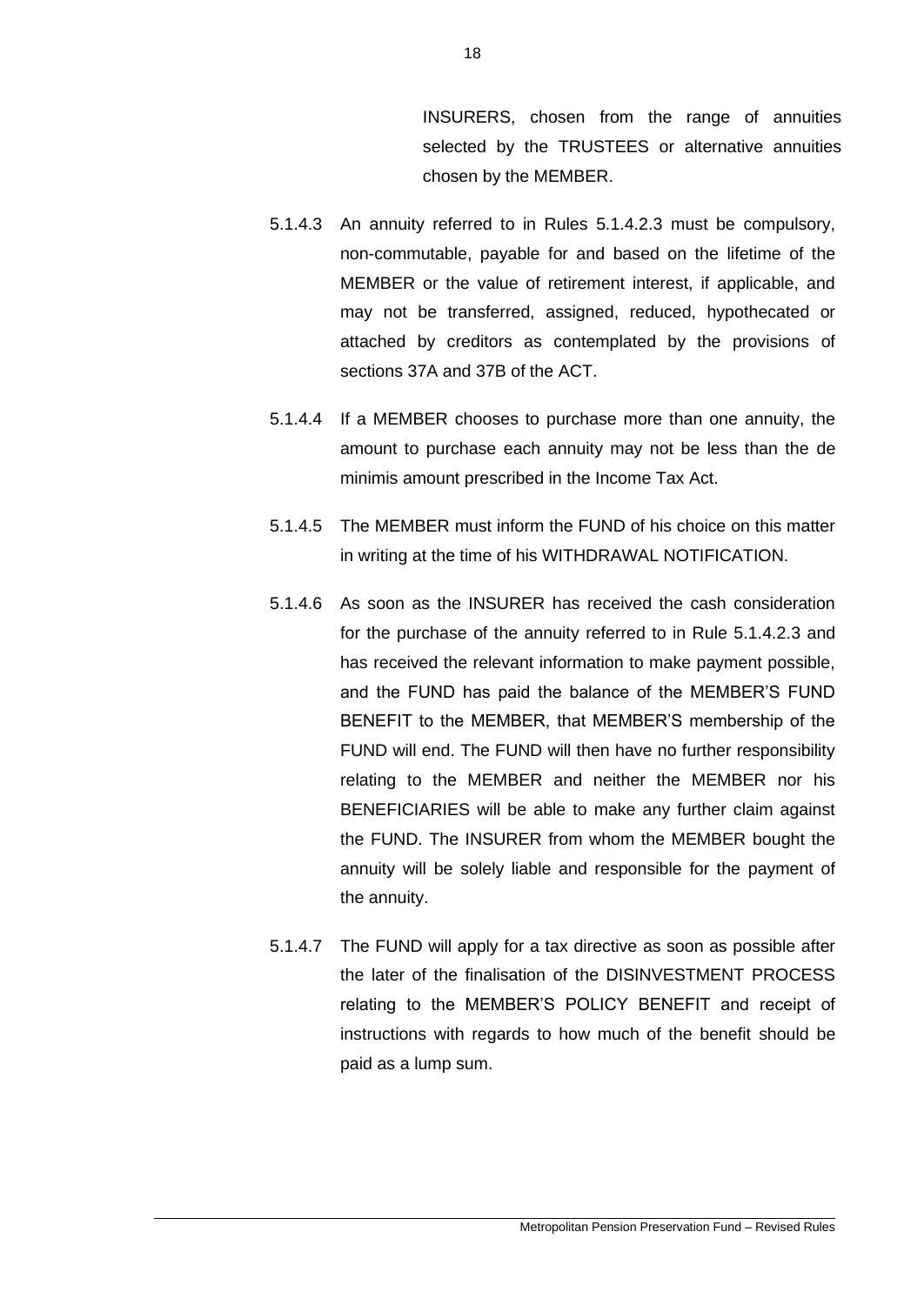INSURERS, chosen from the range of annuities selected by the TRUSTEES or alternative annuities chosen by the MEMBER.

5.1.4.3 An annuity referred to in Rules 5.1.4.2.3 must be compulsory, non-commutable, payable for and based on the lifetime of the MEMBER or the value of retirement interest, if applicable, and may not be transferred, assigned, reduced, hypothecated or attached by creditors as contemplated by the provisions of sections 37A and 37B of the ACT.

5.1.4.4 If a MEMBER chooses to purchase more than one annuity, the amount to purchase each annuity may not be less than the de minimis amount prescribed in the Income Tax Act.

5.1.4.5 The MEMBER must inform the FUND of his choice on this matter in writing at the time of his WITHDRAWAL NOTIFICATION.

5.1.4.6 As soon as the INSURER has received the cash consideration for the purchase of the annuity referred to in Rule 5.1.4.2.3 and has received the relevant information to make payment possible, and the FUND has paid the balance of the MEMBER'S FUND BENEFIT to the MEMBER, that MEMBER'S membership of the FUND will end. The FUND will then have no further responsibility relating to the MEMBER and neither the MEMBER nor his BENEFICIARIES will be able to make any further claim against the FUND. The INSURER from whom the MEMBER bought the annuity will be solely liable and responsible for the payment of the annuity.

5.1.4.7 The FUND will apply for a tax directive as soon as possible after the later of the finalisation of the DISINVESTMENT PROCESS relating to the MEMBER'S POLICY BENEFIT and receipt of instructions with regards to how much of the benefit should be paid as a lump sum.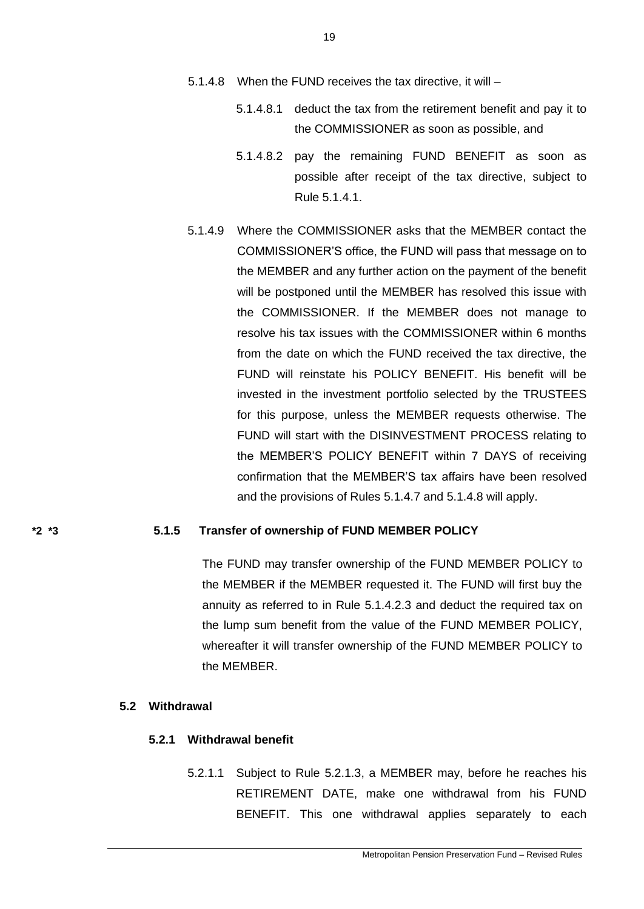5.1.4.8 When the FUND receives the tax directive, it will –

5.1.4.8.1 deduct the tax from the retirement benefit and pay it to the COMMISSIONER as soon as possible, and

5.1.4.8.2 pay the remaining FUND BENEFIT as soon as possible after receipt of the tax directive, subject to Rule 5.1.4.1.

5.1.4.9 Where the COMMISSIONER asks that the MEMBER contact the COMMISSIONER'S office, the FUND will pass that message on to the MEMBER and any further action on the payment of the benefit will be postponed until the MEMBER has resolved this issue with the COMMISSIONER. If the MEMBER does not manage to resolve his tax issues with the COMMISSIONER within 6 months from the date on which the FUND received the tax directive, the FUND will reinstate his POLICY BENEFIT. His benefit will be invested in the investment portfolio selected by the TRUSTEES for this purpose, unless the MEMBER requests otherwise. The FUND will start with the DISINVESTMENT PROCESS relating to the MEMBER'S POLICY BENEFIT within 7 DAYS of receiving confirmation that the MEMBER'S tax affairs have been resolved and the provisions of Rules 5.1.4.7 and 5.1.4.8 will apply.

**\*2 \*3** **5.1.5 Transfer of ownership of FUND MEMBER POLICY**

The FUND may transfer ownership of the FUND MEMBER POLICY to the MEMBER if the MEMBER requested it. The FUND will first buy the annuity as referred to in Rule 5.1.4.2.3 and deduct the required tax on the lump sum benefit from the value of the FUND MEMBER POLICY, whereafter it will transfer ownership of the FUND MEMBER POLICY to the MEMBER.

### 5.2 Withdrawal

#### 5.2.1 Withdrawal benefit

5.2.1.1 Subject to Rule 5.2.1.3, a MEMBER may, before he reaches his RETIREMENT DATE, make one withdrawal from his FUND BENEFIT. This one withdrawal applies separately to each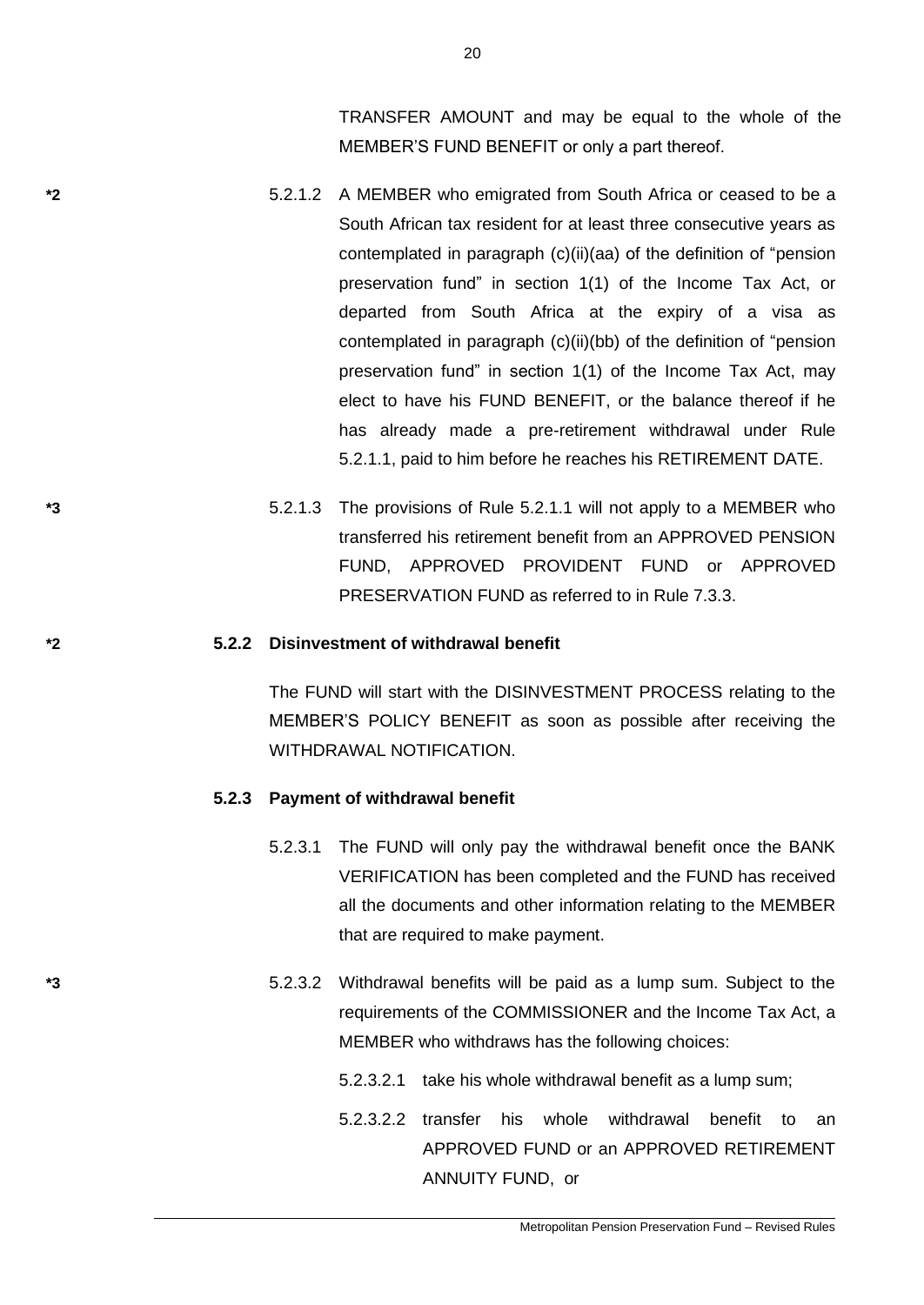TRANSFER AMOUNT and may be equal to the whole of the MEMBER'S FUND BENEFIT or only a part thereof.

*2 5.2.1.2 A MEMBER who emigrated from South Africa or ceased to be a South African tax resident for at least three consecutive years as contemplated in paragraph (c)(ii)(aa) of the definition of "pension preservation fund" in section 1(1) of the Income Tax Act, or departed from South Africa at the expiry of a visa as contemplated in paragraph (c)(ii)(bb) of the definition of "pension preservation fund" in section 1(1) of the Income Tax Act, may elect to have his FUND BENEFIT, or the balance thereof if he has already made a pre-retirement withdrawal under Rule 5.2.1.1, paid to him before he reaches his RETIREMENT DATE.

*3 5.2.1.3 The provisions of Rule 5.2.1.1 will not apply to a MEMBER who transferred his retirement benefit from an APPROVED PENSION FUND, APPROVED PROVIDENT FUND or APPROVED PRESERVATION FUND as referred to in Rule 7.3.3.

*2 **5.2.2 Disinvestment of withdrawal benefit**

The FUND will start with the DISINVESTMENT PROCESS relating to the MEMBER'S POLICY BENEFIT as soon as possible after receiving the WITHDRAWAL NOTIFICATION.

**5.2.3 Payment of withdrawal benefit**

5.2.3.1 The FUND will only pay the withdrawal benefit once the BANK VERIFICATION has been completed and the FUND has received all the documents and other information relating to the MEMBER that are required to make payment.

*3 5.2.3.2 Withdrawal benefits will be paid as a lump sum. Subject to the requirements of the COMMISSIONER and the Income Tax Act, a MEMBER who withdraws has the following choices:

5.2.3.2.1 take his whole withdrawal benefit as a lump sum;

5.2.3.2.2 transfer his whole withdrawal benefit to an APPROVED FUND or an APPROVED RETIREMENT ANNUITY FUND, or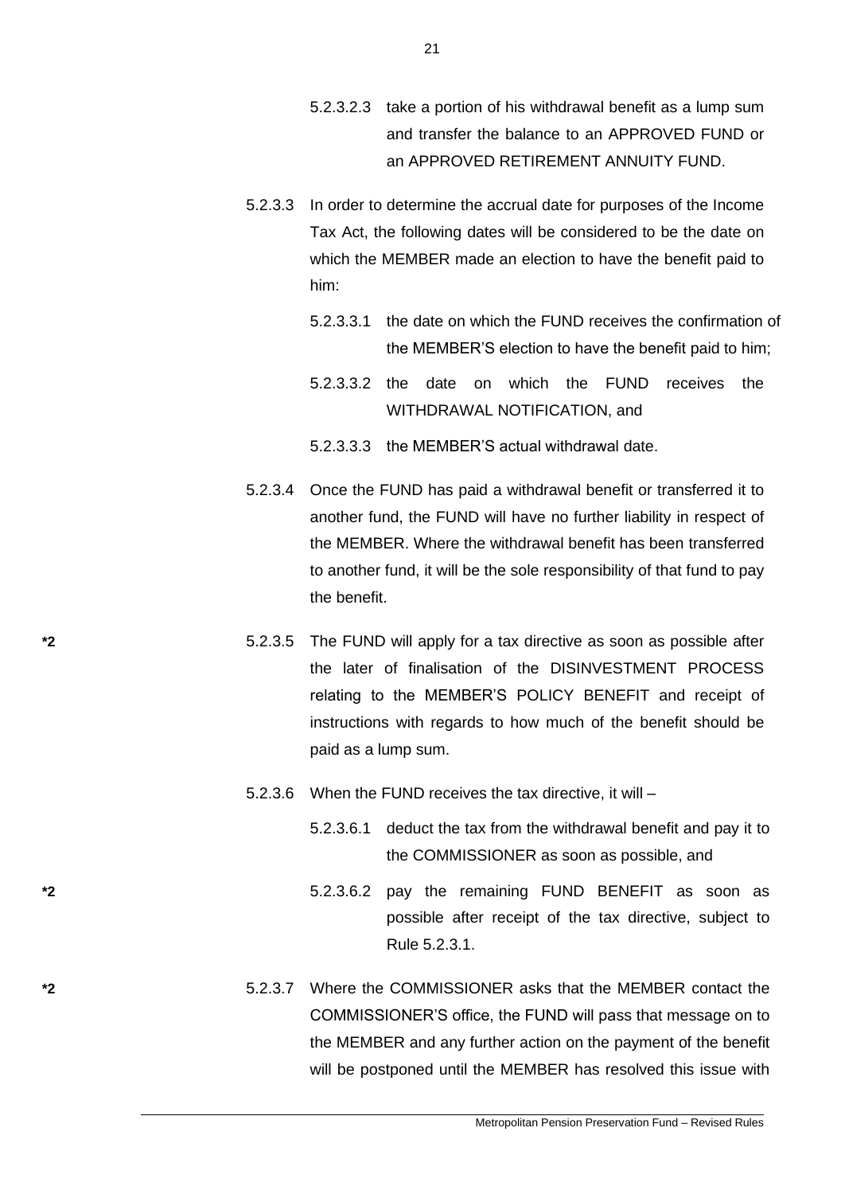5.2.3.2.3 take a portion of his withdrawal benefit as a lump sum and transfer the balance to an APPROVED FUND or an APPROVED RETIREMENT ANNUITY FUND.

5.2.3.3 In order to determine the accrual date for purposes of the Income Tax Act, the following dates will be considered to be the date on which the MEMBER made an election to have the benefit paid to him:

5.2.3.3.1 the date on which the FUND receives the confirmation of the MEMBER'S election to have the benefit paid to him;

5.2.3.3.2 the date on which the FUND receives the WITHDRAWAL NOTIFICATION, and

5.2.3.3.3 the MEMBER'S actual withdrawal date.

5.2.3.4 Once the FUND has paid a withdrawal benefit or transferred it to another fund, the FUND will have no further liability in respect of the MEMBER. Where the withdrawal benefit has been transferred to another fund, it will be the sole responsibility of that fund to pay the benefit.

*2 5.2.3.5 The FUND will apply for a tax directive as soon as possible after the later of finalisation of the DISINVESTMENT PROCESS relating to the MEMBER'S POLICY BENEFIT and receipt of instructions with regards to how much of the benefit should be paid as a lump sum.

5.2.3.6 When the FUND receives the tax directive, it will –

5.2.3.6.1 deduct the tax from the withdrawal benefit and pay it to the COMMISSIONER as soon as possible, and

*2 5.2.3.6.2 pay the remaining FUND BENEFIT as soon as possible after receipt of the tax directive, subject to Rule 5.2.3.1.

*2 5.2.3.7 Where the COMMISSIONER asks that the MEMBER contact the COMMISSIONER'S office, the FUND will pass that message on to the MEMBER and any further action on the payment of the benefit will be postponed until the MEMBER has resolved this issue with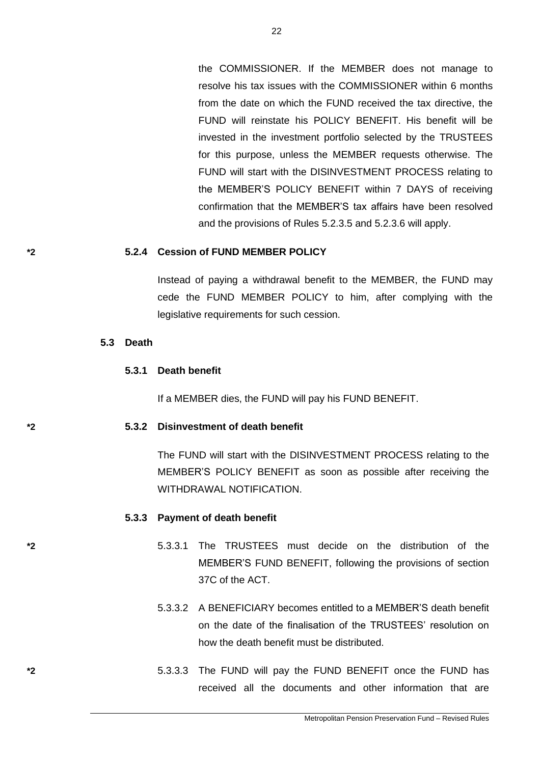the COMMISSIONER. If the MEMBER does not manage to resolve his tax issues with the COMMISSIONER within 6 months from the date on which the FUND received the tax directive, the FUND will reinstate his POLICY BENEFIT. His benefit will be invested in the investment portfolio selected by the TRUSTEES for this purpose, unless the MEMBER requests otherwise. The FUND will start with the DISINVESTMENT PROCESS relating to the MEMBER'S POLICY BENEFIT within 7 DAYS of receiving confirmation that the MEMBER'S tax affairs have been resolved and the provisions of Rules 5.2.3.5 and 5.2.3.6 will apply.

*2 **5.2.4 Cession of FUND MEMBER POLICY**

Instead of paying a withdrawal benefit to the MEMBER, the FUND may cede the FUND MEMBER POLICY to him, after complying with the legislative requirements for such cession.

## 5.3 Death

### 5.3.1 Death benefit

If a MEMBER dies, the FUND will pay his FUND BENEFIT.

*2 **5.3.2 Disinvestment of death benefit**

The FUND will start with the DISINVESTMENT PROCESS relating to the MEMBER'S POLICY BENEFIT as soon as possible after receiving the WITHDRAWAL NOTIFICATION.

### 5.3.3 Payment of death benefit

*2 5.3.3.1 The TRUSTEES must decide on the distribution of the MEMBER'S FUND BENEFIT, following the provisions of section 37C of the ACT.

5.3.3.2 A BENEFICIARY becomes entitled to a MEMBER'S death benefit on the date of the finalisation of the TRUSTEES' resolution on how the death benefit must be distributed.

*2 5.3.3.3 The FUND will pay the FUND BENEFIT once the FUND has received all the documents and other information that are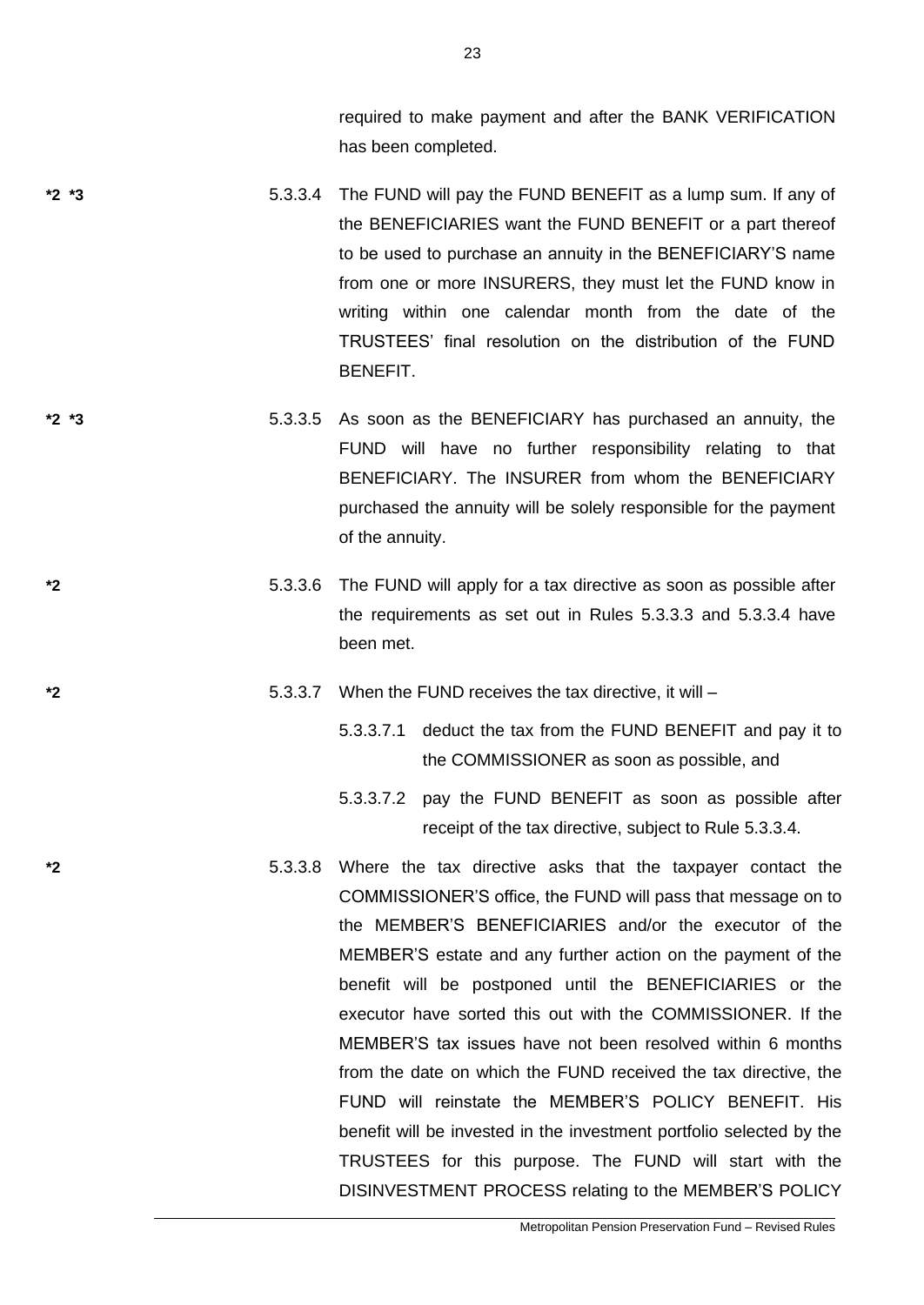required to make payment and after the BANK VERIFICATION has been completed.

*2 *3 5.3.3.4 The FUND will pay the FUND BENEFIT as a lump sum. If any of the BENEFICIARIES want the FUND BENEFIT or a part thereof to be used to purchase an annuity in the BENEFICIARY'S name from one or more INSURERS, they must let the FUND know in writing within one calendar month from the date of the TRUSTEES' final resolution on the distribution of the FUND BENEFIT.

*2 *3 5.3.3.5 As soon as the BENEFICIARY has purchased an annuity, the FUND will have no further responsibility relating to that BENEFICIARY. The INSURER from whom the BENEFICIARY purchased the annuity will be solely responsible for the payment of the annuity.

*2 5.3.3.6 The FUND will apply for a tax directive as soon as possible after the requirements as set out in Rules 5.3.3.3 and 5.3.3.4 have been met.

*2 5.3.3.7 When the FUND receives the tax directive, it will –

5.3.3.7.1 deduct the tax from the FUND BENEFIT and pay it to the COMMISSIONER as soon as possible, and

5.3.3.7.2 pay the FUND BENEFIT as soon as possible after receipt of the tax directive, subject to Rule 5.3.3.4.

*2 5.3.3.8 Where the tax directive asks that the taxpayer contact the COMMISSIONER'S office, the FUND will pass that message on to the MEMBER'S BENEFICIARIES and/or the executor of the MEMBER'S estate and any further action on the payment of the benefit will be postponed until the BENEFICIARIES or the executor have sorted this out with the COMMISSIONER. If the MEMBER'S tax issues have not been resolved within 6 months from the date on which the FUND received the tax directive, the FUND will reinstate the MEMBER'S POLICY BENEFIT. His benefit will be invested in the investment portfolio selected by the TRUSTEES for this purpose. The FUND will start with the DISINVESTMENT PROCESS relating to the MEMBER'S POLICY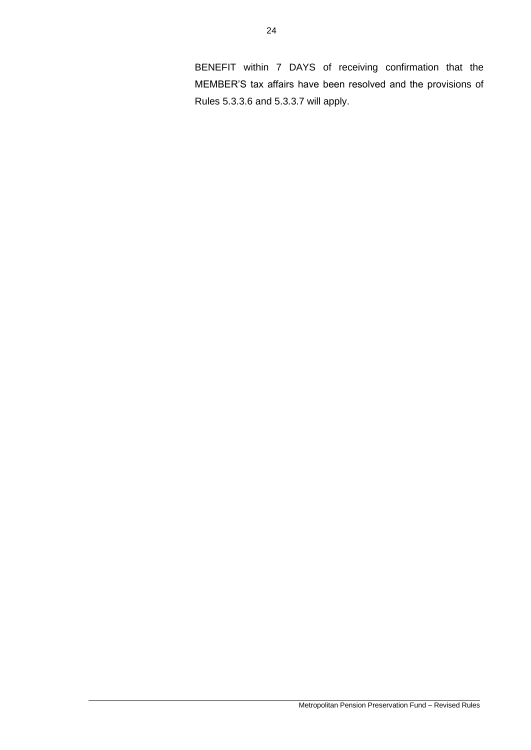BENEFIT within 7 DAYS of receiving confirmation that the MEMBER'S tax affairs have been resolved and the provisions of Rules 5.3.3.6 and 5.3.3.7 will apply.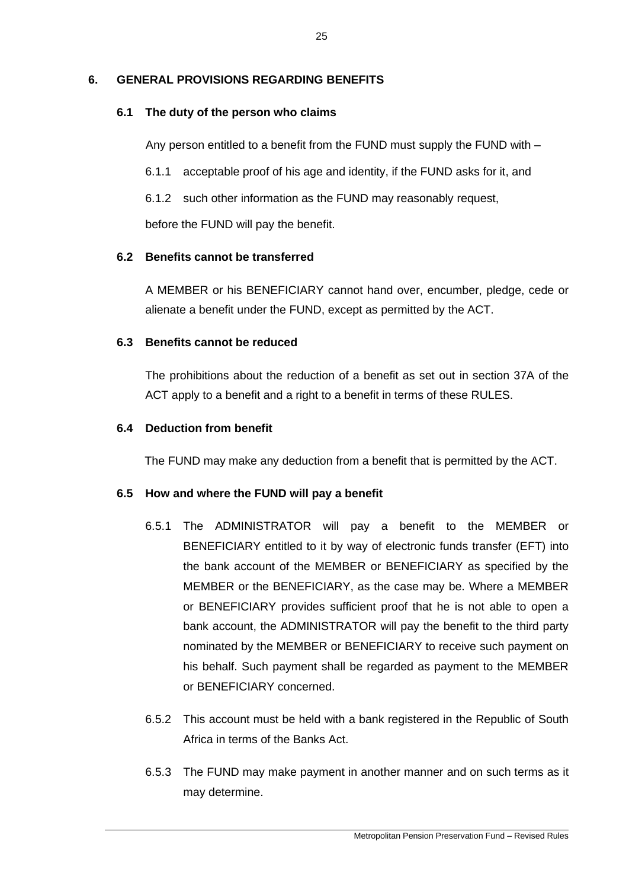## 6. GENERAL PROVISIONS REGARDING BENEFITS

### 6.1 The duty of the person who claims

Any person entitled to a benefit from the FUND must supply the FUND with –

6.1.1 acceptable proof of his age and identity, if the FUND asks for it, and

6.1.2 such other information as the FUND may reasonably request,

before the FUND will pay the benefit.

### 6.2 Benefits cannot be transferred

A MEMBER or his BENEFICIARY cannot hand over, encumber, pledge, cede or alienate a benefit under the FUND, except as permitted by the ACT.

### 6.3 Benefits cannot be reduced

The prohibitions about the reduction of a benefit as set out in section 37A of the ACT apply to a benefit and a right to a benefit in terms of these RULES.

### 6.4 Deduction from benefit

The FUND may make any deduction from a benefit that is permitted by the ACT.

### 6.5 How and where the FUND will pay a benefit

6.5.1 The ADMINISTRATOR will pay a benefit to the MEMBER or BENEFICIARY entitled to it by way of electronic funds transfer (EFT) into the bank account of the MEMBER or BENEFICIARY as specified by the MEMBER or the BENEFICIARY, as the case may be. Where a MEMBER or BENEFICIARY provides sufficient proof that he is not able to open a bank account, the ADMINISTRATOR will pay the benefit to the third party nominated by the MEMBER or BENEFICIARY to receive such payment on his behalf. Such payment shall be regarded as payment to the MEMBER or BENEFICIARY concerned.

6.5.2 This account must be held with a bank registered in the Republic of South Africa in terms of the Banks Act.

6.5.3 The FUND may make payment in another manner and on such terms as it may determine.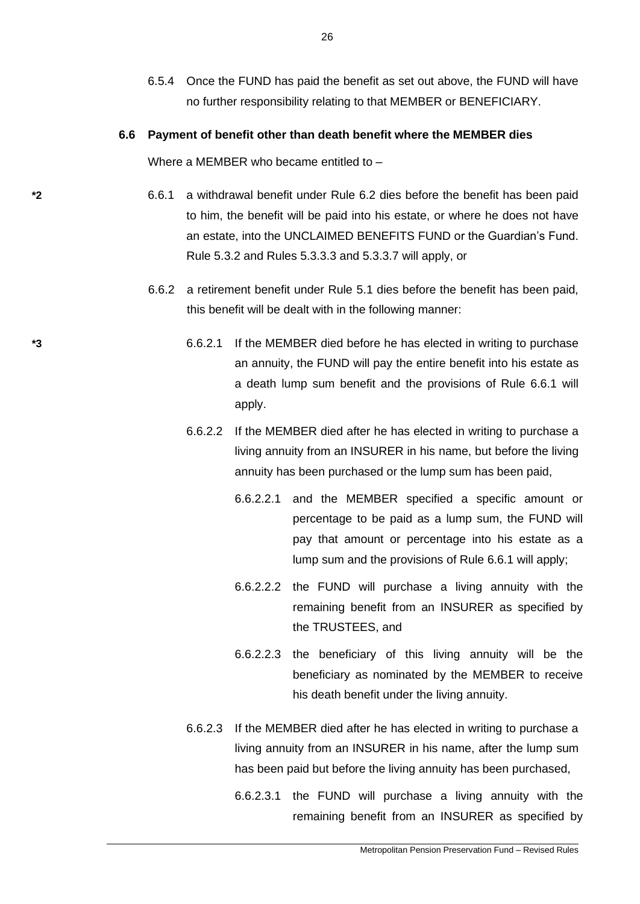6.5.4 Once the FUND has paid the benefit as set out above, the FUND will have no further responsibility relating to that MEMBER or BENEFICIARY.

**6.6 Payment of benefit other than death benefit where the MEMBER dies**

Where a MEMBER who became entitled to –

*2 6.6.1 a withdrawal benefit under Rule 6.2 dies before the benefit has been paid to him, the benefit will be paid into his estate, or where he does not have an estate, into the UNCLAIMED BENEFITS FUND or the Guardian's Fund. Rule 5.3.2 and Rules 5.3.3.3 and 5.3.3.7 will apply, or

6.6.2 a retirement benefit under Rule 5.1 dies before the benefit has been paid, this benefit will be dealt with in the following manner:

*3 6.6.2.1 If the MEMBER died before he has elected in writing to purchase an annuity, the FUND will pay the entire benefit into his estate as a death lump sum benefit and the provisions of Rule 6.6.1 will apply.

6.6.2.2 If the MEMBER died after he has elected in writing to purchase a living annuity from an INSURER in his name, but before the living annuity has been purchased or the lump sum has been paid,

6.6.2.2.1 and the MEMBER specified a specific amount or percentage to be paid as a lump sum, the FUND will pay that amount or percentage into his estate as a lump sum and the provisions of Rule 6.6.1 will apply;

6.6.2.2.2 the FUND will purchase a living annuity with the remaining benefit from an INSURER as specified by the TRUSTEES, and

6.6.2.2.3 the beneficiary of this living annuity will be the beneficiary as nominated by the MEMBER to receive his death benefit under the living annuity.

6.6.2.3 If the MEMBER died after he has elected in writing to purchase a living annuity from an INSURER in his name, after the lump sum has been paid but before the living annuity has been purchased,

6.6.2.3.1 the FUND will purchase a living annuity with the remaining benefit from an INSURER as specified by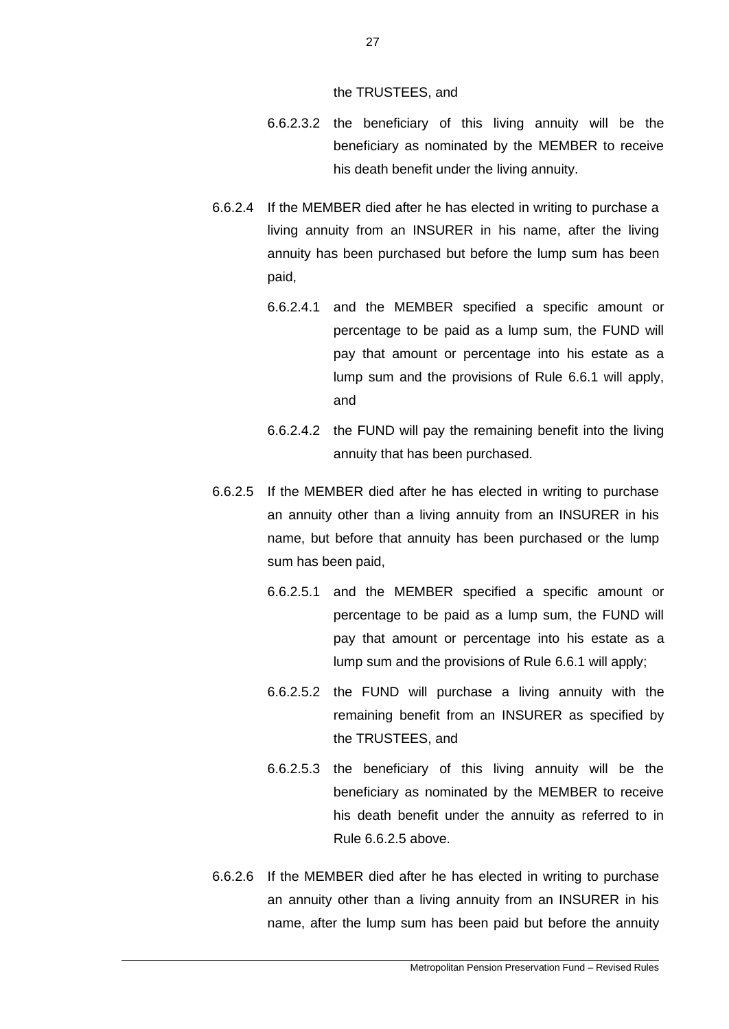the TRUSTEES, and

6.6.2.3.2 the beneficiary of this living annuity will be the beneficiary as nominated by the MEMBER to receive his death benefit under the living annuity.

6.6.2.4 If the MEMBER died after he has elected in writing to purchase a living annuity from an INSURER in his name, after the living annuity has been purchased but before the lump sum has been paid,

6.6.2.4.1 and the MEMBER specified a specific amount or percentage to be paid as a lump sum, the FUND will pay that amount or percentage into his estate as a lump sum and the provisions of Rule 6.6.1 will apply, and

6.6.2.4.2 the FUND will pay the remaining benefit into the living annuity that has been purchased.

6.6.2.5 If the MEMBER died after he has elected in writing to purchase an annuity other than a living annuity from an INSURER in his name, but before that annuity has been purchased or the lump sum has been paid,

6.6.2.5.1 and the MEMBER specified a specific amount or percentage to be paid as a lump sum, the FUND will pay that amount or percentage into his estate as a lump sum and the provisions of Rule 6.6.1 will apply;

6.6.2.5.2 the FUND will purchase a living annuity with the remaining benefit from an INSURER as specified by the TRUSTEES, and

6.6.2.5.3 the beneficiary of this living annuity will be the beneficiary as nominated by the MEMBER to receive his death benefit under the annuity as referred to in Rule 6.6.2.5 above.

6.6.2.6 If the MEMBER died after he has elected in writing to purchase an annuity other than a living annuity from an INSURER in his name, after the lump sum has been paid but before the annuity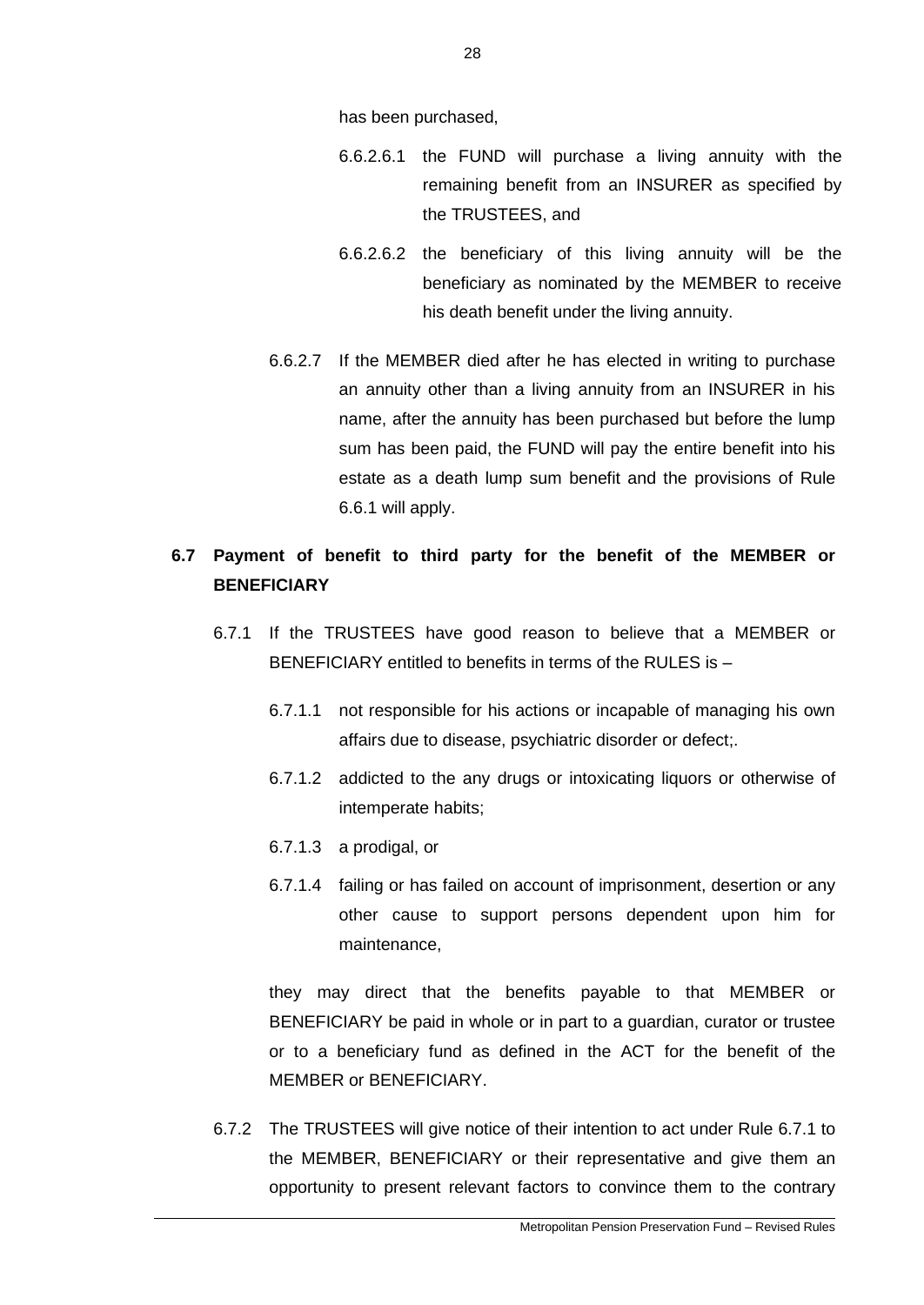has been purchased,

6.6.2.6.1 the FUND will purchase a living annuity with the remaining benefit from an INSURER as specified by the TRUSTEES, and

6.6.2.6.2 the beneficiary of this living annuity will be the beneficiary as nominated by the MEMBER to receive his death benefit under the living annuity.

6.6.2.7 If the MEMBER died after he has elected in writing to purchase an annuity other than a living annuity from an INSURER in his name, after the annuity has been purchased but before the lump sum has been paid, the FUND will pay the entire benefit into his estate as a death lump sum benefit and the provisions of Rule 6.6.1 will apply.

## 6.7 Payment of benefit to third party for the benefit of the MEMBER or BENEFICIARY

6.7.1 If the TRUSTEES have good reason to believe that a MEMBER or BENEFICIARY entitled to benefits in terms of the RULES is –

6.7.1.1 not responsible for his actions or incapable of managing his own affairs due to disease, psychiatric disorder or defect;.

6.7.1.2 addicted to the any drugs or intoxicating liquors or otherwise of intemperate habits;

6.7.1.3 a prodigal, or

6.7.1.4 failing or has failed on account of imprisonment, desertion or any other cause to support persons dependent upon him for maintenance,

they may direct that the benefits payable to that MEMBER or BENEFICIARY be paid in whole or in part to a guardian, curator or trustee or to a beneficiary fund as defined in the ACT for the benefit of the MEMBER or BENEFICIARY.

6.7.2 The TRUSTEES will give notice of their intention to act under Rule 6.7.1 to the MEMBER, BENEFICIARY or their representative and give them an opportunity to present relevant factors to convince them to the contrary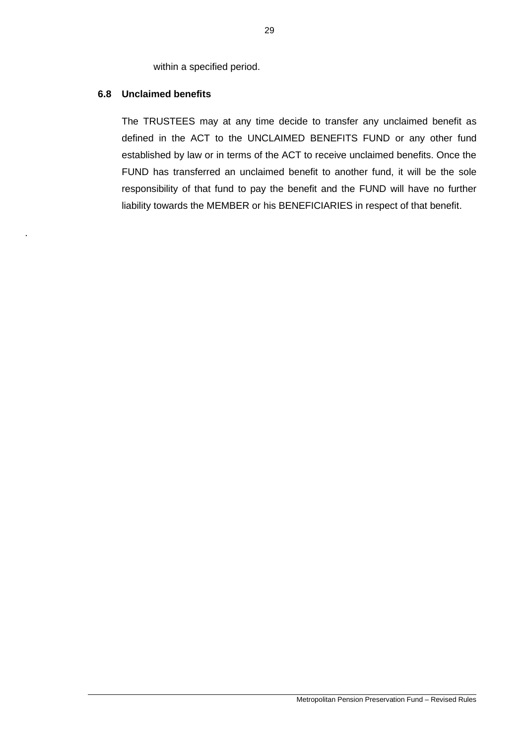within a specified period.

### 6.8 Unclaimed benefits

The TRUSTEES may at any time decide to transfer any unclaimed benefit as defined in the ACT to the UNCLAIMED BENEFITS FUND or any other fund established by law or in terms of the ACT to receive unclaimed benefits. Once the FUND has transferred an unclaimed benefit to another fund, it will be the sole responsibility of that fund to pay the benefit and the FUND will have no further liability towards the MEMBER or his BENEFICIARIES in respect of that benefit.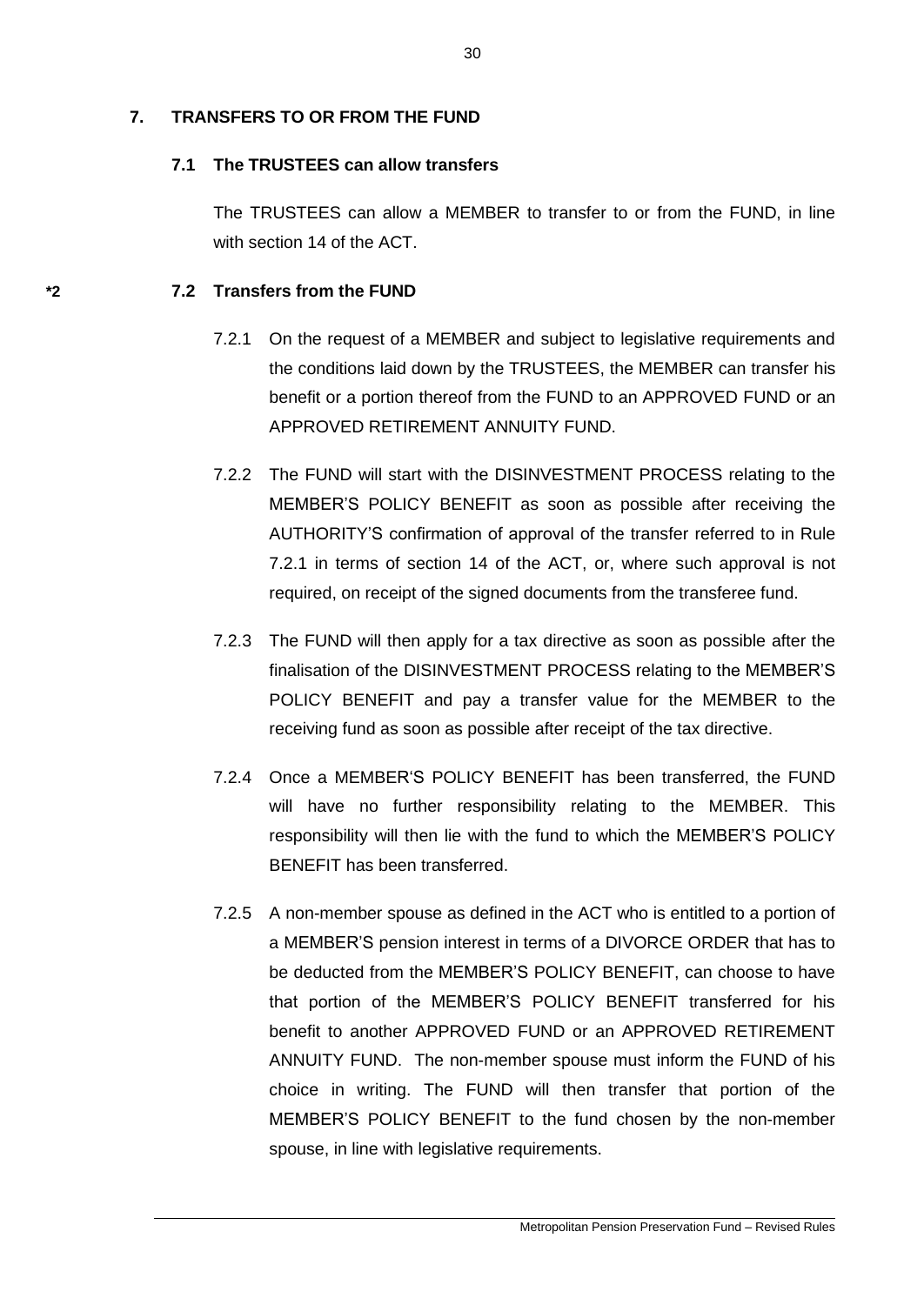## 7. TRANSFERS TO OR FROM THE FUND

### 7.1 The TRUSTEES can allow transfers

The TRUSTEES can allow a MEMBER to transfer to or from the FUND, in line with section 14 of the ACT.

*2

### 7.2 Transfers from the FUND

7.2.1 On the request of a MEMBER and subject to legislative requirements and the conditions laid down by the TRUSTEES, the MEMBER can transfer his benefit or a portion thereof from the FUND to an APPROVED FUND or an APPROVED RETIREMENT ANNUITY FUND.

7.2.2 The FUND will start with the DISINVESTMENT PROCESS relating to the MEMBER'S POLICY BENEFIT as soon as possible after receiving the AUTHORITY'S confirmation of approval of the transfer referred to in Rule 7.2.1 in terms of section 14 of the ACT, or, where such approval is not required, on receipt of the signed documents from the transferee fund.

7.2.3 The FUND will then apply for a tax directive as soon as possible after the finalisation of the DISINVESTMENT PROCESS relating to the MEMBER'S POLICY BENEFIT and pay a transfer value for the MEMBER to the receiving fund as soon as possible after receipt of the tax directive.

7.2.4 Once a MEMBER'S POLICY BENEFIT has been transferred, the FUND will have no further responsibility relating to the MEMBER. This responsibility will then lie with the fund to which the MEMBER'S POLICY BENEFIT has been transferred.

7.2.5 A non-member spouse as defined in the ACT who is entitled to a portion of a MEMBER'S pension interest in terms of a DIVORCE ORDER that has to be deducted from the MEMBER'S POLICY BENEFIT, can choose to have that portion of the MEMBER'S POLICY BENEFIT transferred for his benefit to another APPROVED FUND or an APPROVED RETIREMENT ANNUITY FUND. The non-member spouse must inform the FUND of his choice in writing. The FUND will then transfer that portion of the MEMBER'S POLICY BENEFIT to the fund chosen by the non-member spouse, in line with legislative requirements.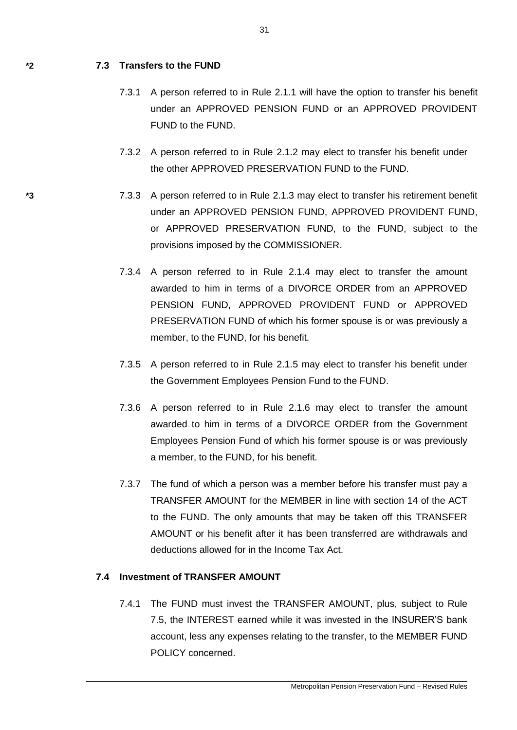*2 **7.3 Transfers to the FUND**

7.3.1 A person referred to in Rule 2.1.1 will have the option to transfer his benefit under an APPROVED PENSION FUND or an APPROVED PROVIDENT FUND to the FUND.

7.3.2 A person referred to in Rule 2.1.2 may elect to transfer his benefit under the other APPROVED PRESERVATION FUND to the FUND.

*3 7.3.3 A person referred to in Rule 2.1.3 may elect to transfer his retirement benefit under an APPROVED PENSION FUND, APPROVED PROVIDENT FUND, or APPROVED PRESERVATION FUND, to the FUND, subject to the provisions imposed by the COMMISSIONER.

7.3.4 A person referred to in Rule 2.1.4 may elect to transfer the amount awarded to him in terms of a DIVORCE ORDER from an APPROVED PENSION FUND, APPROVED PROVIDENT FUND or APPROVED PRESERVATION FUND of which his former spouse is or was previously a member, to the FUND, for his benefit.

7.3.5 A person referred to in Rule 2.1.5 may elect to transfer his benefit under the Government Employees Pension Fund to the FUND.

7.3.6 A person referred to in Rule 2.1.6 may elect to transfer the amount awarded to him in terms of a DIVORCE ORDER from the Government Employees Pension Fund of which his former spouse is or was previously a member, to the FUND, for his benefit.

7.3.7 The fund of which a person was a member before his transfer must pay a TRANSFER AMOUNT for the MEMBER in line with section 14 of the ACT to the FUND. The only amounts that may be taken off this TRANSFER AMOUNT or his benefit after it has been transferred are withdrawals and deductions allowed for in the Income Tax Act.

**7.4 Investment of TRANSFER AMOUNT**

7.4.1 The FUND must invest the TRANSFER AMOUNT, plus, subject to Rule 7.5, the INTEREST earned while it was invested in the INSURER'S bank account, less any expenses relating to the transfer, to the MEMBER FUND POLICY concerned.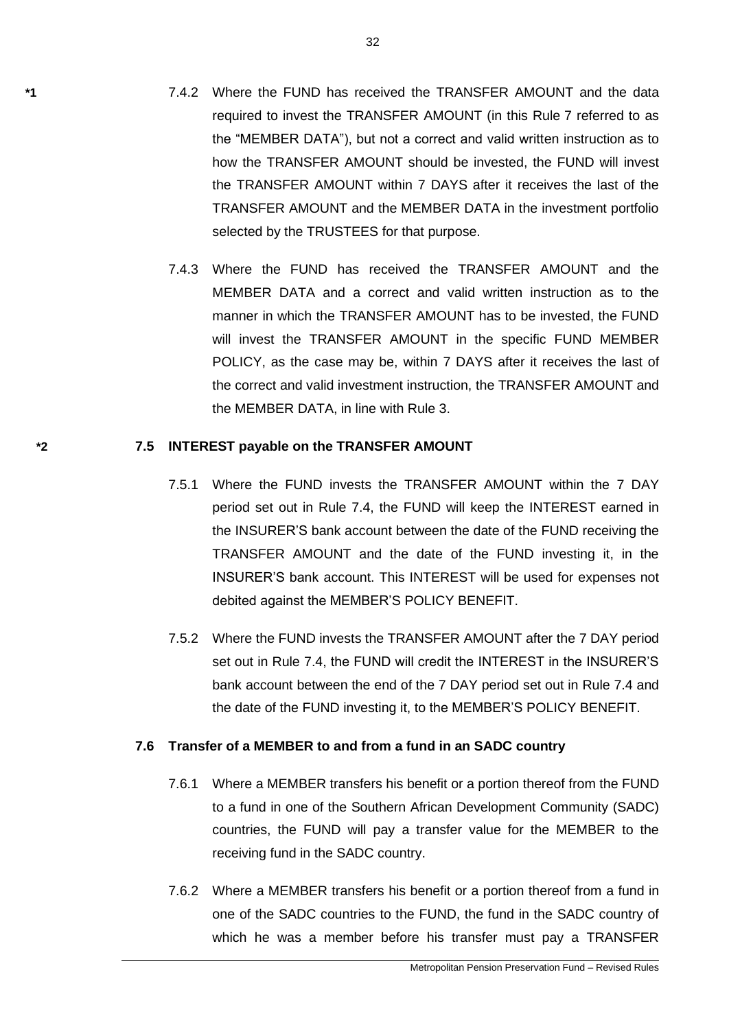*1 7.4.2 Where the FUND has received the TRANSFER AMOUNT and the data required to invest the TRANSFER AMOUNT (in this Rule 7 referred to as the "MEMBER DATA"), but not a correct and valid written instruction as to how the TRANSFER AMOUNT should be invested, the FUND will invest the TRANSFER AMOUNT within 7 DAYS after it receives the last of the TRANSFER AMOUNT and the MEMBER DATA in the investment portfolio selected by the TRUSTEES for that purpose.

7.4.3 Where the FUND has received the TRANSFER AMOUNT and the MEMBER DATA and a correct and valid written instruction as to the manner in which the TRANSFER AMOUNT has to be invested, the FUND will invest the TRANSFER AMOUNT in the specific FUND MEMBER POLICY, as the case may be, within 7 DAYS after it receives the last of the correct and valid investment instruction, the TRANSFER AMOUNT and the MEMBER DATA, in line with Rule 3.

*2 **7.5 INTEREST payable on the TRANSFER AMOUNT**

7.5.1 Where the FUND invests the TRANSFER AMOUNT within the 7 DAY period set out in Rule 7.4, the FUND will keep the INTEREST earned in the INSURER'S bank account between the date of the FUND receiving the TRANSFER AMOUNT and the date of the FUND investing it, in the INSURER'S bank account. This INTEREST will be used for expenses not debited against the MEMBER'S POLICY BENEFIT.

7.5.2 Where the FUND invests the TRANSFER AMOUNT after the 7 DAY period set out in Rule 7.4, the FUND will credit the INTEREST in the INSURER'S bank account between the end of the 7 DAY period set out in Rule 7.4 and the date of the FUND investing it, to the MEMBER'S POLICY BENEFIT.

**7.6 Transfer of a MEMBER to and from a fund in an SADC country**

7.6.1 Where a MEMBER transfers his benefit or a portion thereof from the FUND to a fund in one of the Southern African Development Community (SADC) countries, the FUND will pay a transfer value for the MEMBER to the receiving fund in the SADC country.

7.6.2 Where a MEMBER transfers his benefit or a portion thereof from a fund in one of the SADC countries to the FUND, the fund in the SADC country of which he was a member before his transfer must pay a TRANSFER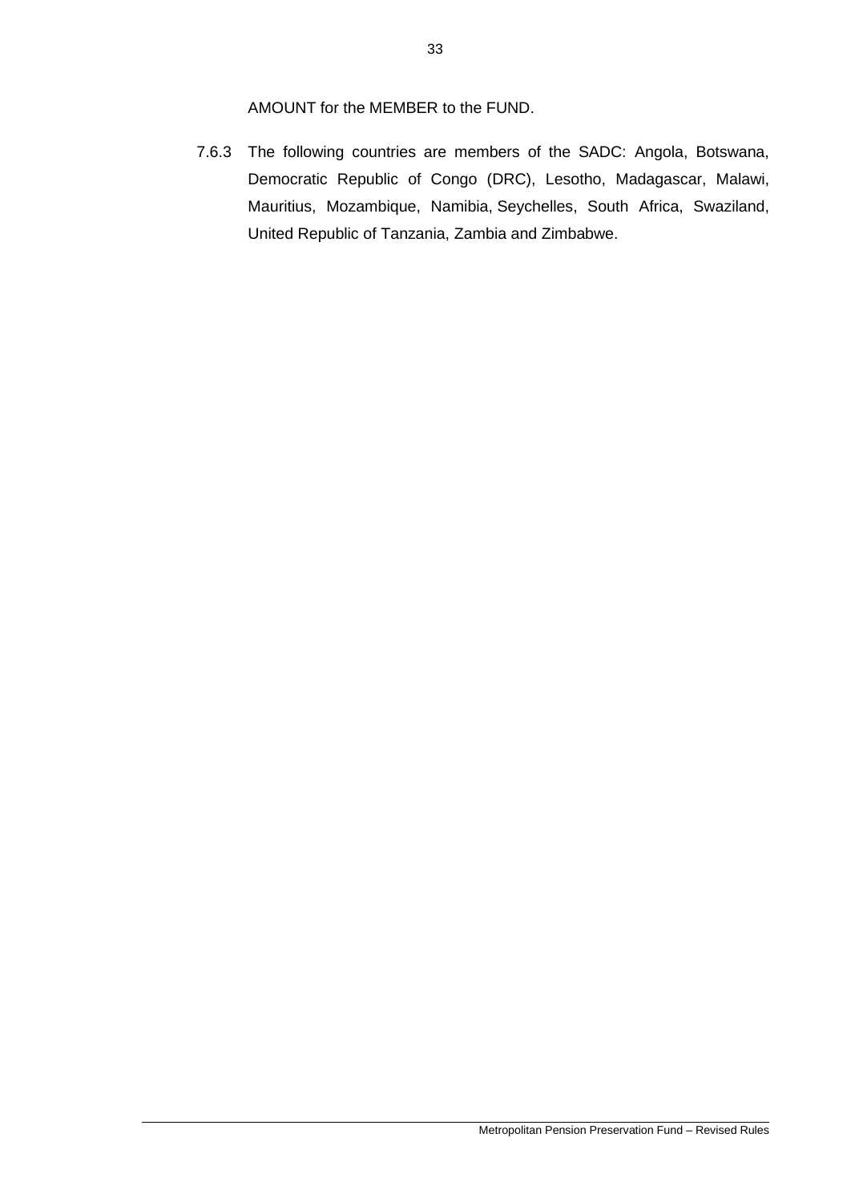AMOUNT for the MEMBER to the FUND.

7.6.3 The following countries are members of the SADC: Angola, Botswana, Democratic Republic of Congo (DRC), Lesotho, Madagascar, Malawi, Mauritius, Mozambique, Namibia, Seychelles, South Africa, Swaziland, United Republic of Tanzania, Zambia and Zimbabwe.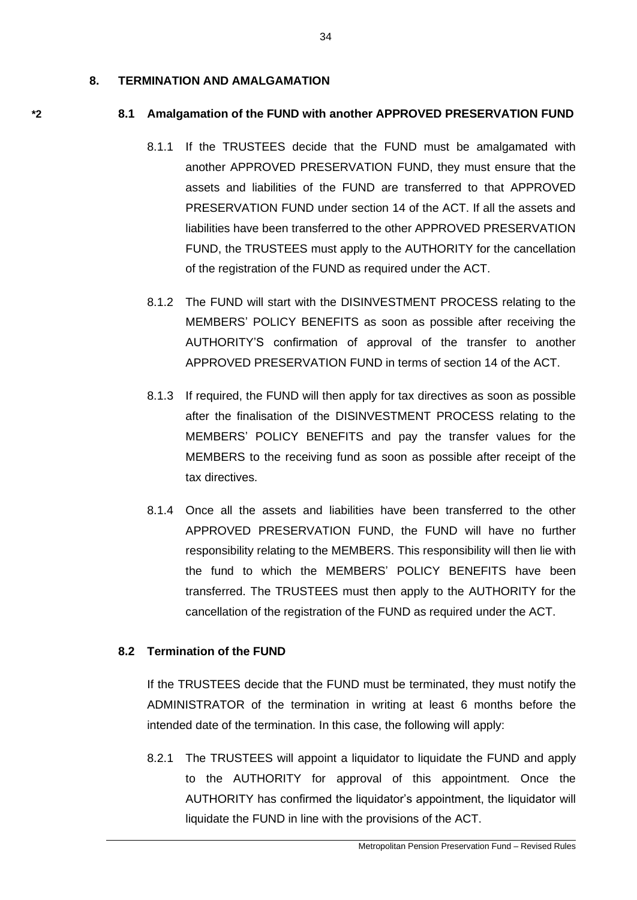## 8. TERMINATION AND AMALGAMATION

*2 **8.1 Amalgamation of the FUND with another APPROVED PRESERVATION FUND**

8.1.1 If the TRUSTEES decide that the FUND must be amalgamated with another APPROVED PRESERVATION FUND, they must ensure that the assets and liabilities of the FUND are transferred to that APPROVED PRESERVATION FUND under section 14 of the ACT. If all the assets and liabilities have been transferred to the other APPROVED PRESERVATION FUND, the TRUSTEES must apply to the AUTHORITY for the cancellation of the registration of the FUND as required under the ACT.

8.1.2 The FUND will start with the DISINVESTMENT PROCESS relating to the MEMBERS' POLICY BENEFITS as soon as possible after receiving the AUTHORITY'S confirmation of approval of the transfer to another APPROVED PRESERVATION FUND in terms of section 14 of the ACT.

8.1.3 If required, the FUND will then apply for tax directives as soon as possible after the finalisation of the DISINVESTMENT PROCESS relating to the MEMBERS' POLICY BENEFITS and pay the transfer values for the MEMBERS to the receiving fund as soon as possible after receipt of the tax directives.

8.1.4 Once all the assets and liabilities have been transferred to the other APPROVED PRESERVATION FUND, the FUND will have no further responsibility relating to the MEMBERS. This responsibility will then lie with the fund to which the MEMBERS' POLICY BENEFITS have been transferred. The TRUSTEES must then apply to the AUTHORITY for the cancellation of the registration of the FUND as required under the ACT.

**8.2 Termination of the FUND**

If the TRUSTEES decide that the FUND must be terminated, they must notify the ADMINISTRATOR of the termination in writing at least 6 months before the intended date of the termination. In this case, the following will apply:

8.2.1 The TRUSTEES will appoint a liquidator to liquidate the FUND and apply to the AUTHORITY for approval of this appointment. Once the AUTHORITY has confirmed the liquidator's appointment, the liquidator will liquidate the FUND in line with the provisions of the ACT.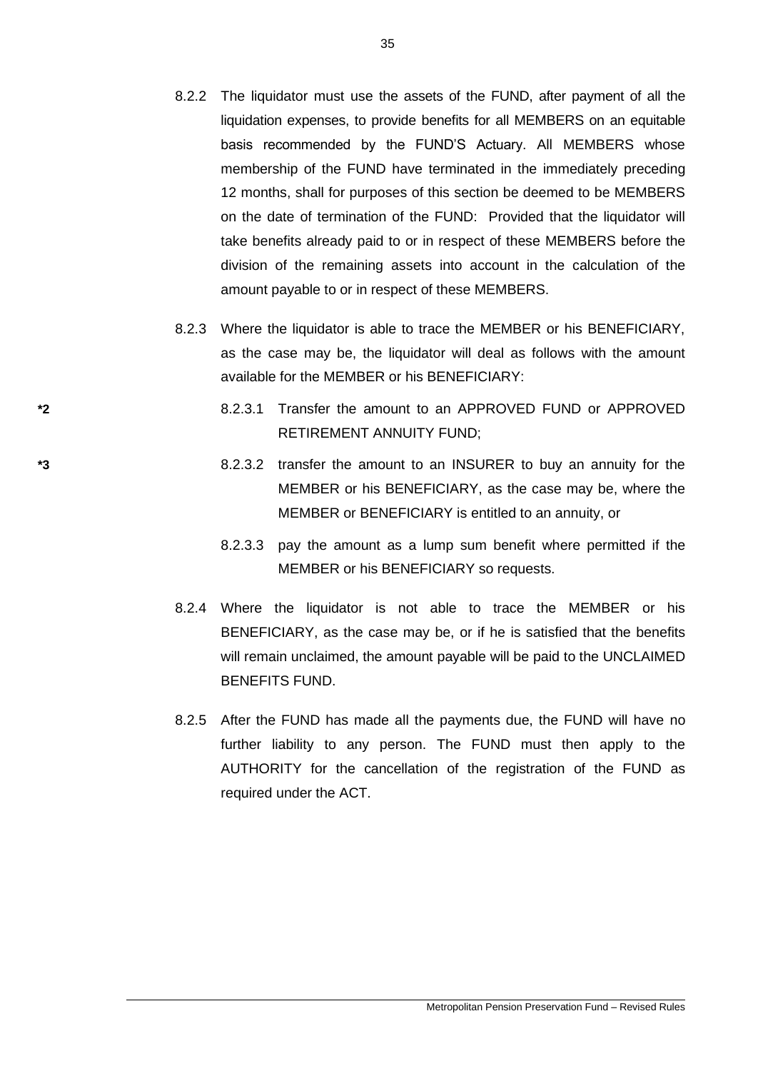8.2.2 The liquidator must use the assets of the FUND, after payment of all the liquidation expenses, to provide benefits for all MEMBERS on an equitable basis recommended by the FUND'S Actuary. All MEMBERS whose membership of the FUND have terminated in the immediately preceding 12 months, shall for purposes of this section be deemed to be MEMBERS on the date of termination of the FUND: Provided that the liquidator will take benefits already paid to or in respect of these MEMBERS before the division of the remaining assets into account in the calculation of the amount payable to or in respect of these MEMBERS.

8.2.3 Where the liquidator is able to trace the MEMBER or his BENEFICIARY, as the case may be, the liquidator will deal as follows with the amount available for the MEMBER or his BENEFICIARY:

*2 8.2.3.1 Transfer the amount to an APPROVED FUND or APPROVED RETIREMENT ANNUITY FUND;

*3 8.2.3.2 transfer the amount to an INSURER to buy an annuity for the MEMBER or his BENEFICIARY, as the case may be, where the MEMBER or BENEFICIARY is entitled to an annuity, or

8.2.3.3 pay the amount as a lump sum benefit where permitted if the MEMBER or his BENEFICIARY so requests.

8.2.4 Where the liquidator is not able to trace the MEMBER or his BENEFICIARY, as the case may be, or if he is satisfied that the benefits will remain unclaimed, the amount payable will be paid to the UNCLAIMED BENEFITS FUND.

8.2.5 After the FUND has made all the payments due, the FUND will have no further liability to any person. The FUND must then apply to the AUTHORITY for the cancellation of the registration of the FUND as required under the ACT.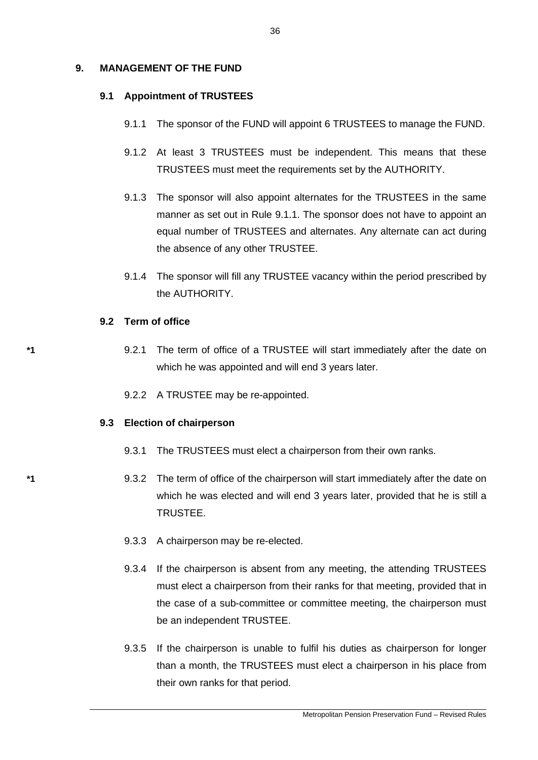# 9. MANAGEMENT OF THE FUND

## 9.1 Appointment of TRUSTEES

9.1.1 The sponsor of the FUND will appoint 6 TRUSTEES to manage the FUND.

9.1.2 At least 3 TRUSTEES must be independent. This means that these TRUSTEES must meet the requirements set by the AUTHORITY.

9.1.3 The sponsor will also appoint alternates for the TRUSTEES in the same manner as set out in Rule 9.1.1. The sponsor does not have to appoint an equal number of TRUSTEES and alternates. Any alternate can act during the absence of any other TRUSTEE.

9.1.4 The sponsor will fill any TRUSTEE vacancy within the period prescribed by the AUTHORITY.

## 9.2 Term of office

*1 9.2.1 The term of office of a TRUSTEE will start immediately after the date on which he was appointed and will end 3 years later.

9.2.2 A TRUSTEE may be re-appointed.

## 9.3 Election of chairperson

9.3.1 The TRUSTEES must elect a chairperson from their own ranks.

*1 9.3.2 The term of office of the chairperson will start immediately after the date on which he was elected and will end 3 years later, provided that he is still a TRUSTEE.

9.3.3 A chairperson may be re-elected.

9.3.4 If the chairperson is absent from any meeting, the attending TRUSTEES must elect a chairperson from their ranks for that meeting, provided that in the case of a sub-committee or committee meeting, the chairperson must be an independent TRUSTEE.

9.3.5 If the chairperson is unable to fulfil his duties as chairperson for longer than a month, the TRUSTEES must elect a chairperson in his place from their own ranks for that period.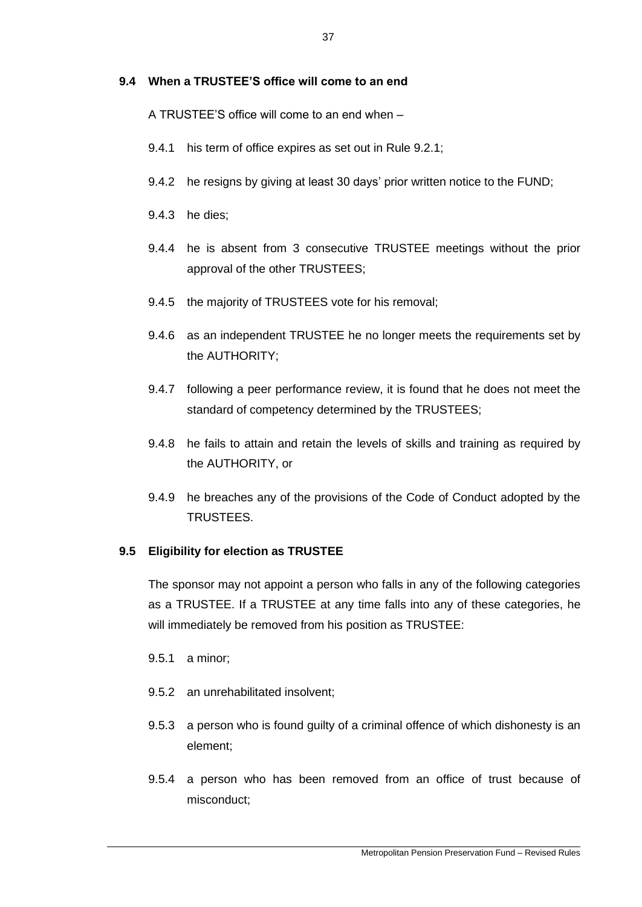### 9.4 When a TRUSTEE'S office will come to an end

A TRUSTEE'S office will come to an end when –

9.4.1 his term of office expires as set out in Rule 9.2.1;

9.4.2 he resigns by giving at least 30 days' prior written notice to the FUND;

9.4.3 he dies;

9.4.4 he is absent from 3 consecutive TRUSTEE meetings without the prior approval of the other TRUSTEES;

9.4.5 the majority of TRUSTEES vote for his removal;

9.4.6 as an independent TRUSTEE he no longer meets the requirements set by the AUTHORITY;

9.4.7 following a peer performance review, it is found that he does not meet the standard of competency determined by the TRUSTEES;

9.4.8 he fails to attain and retain the levels of skills and training as required by the AUTHORITY, or

9.4.9 he breaches any of the provisions of the Code of Conduct adopted by the TRUSTEES.

### 9.5 Eligibility for election as TRUSTEE

The sponsor may not appoint a person who falls in any of the following categories as a TRUSTEE. If a TRUSTEE at any time falls into any of these categories, he will immediately be removed from his position as TRUSTEE:

9.5.1 a minor;

9.5.2 an unrehabilitated insolvent;

9.5.3 a person who is found guilty of a criminal offence of which dishonesty is an element;

9.5.4 a person who has been removed from an office of trust because of misconduct;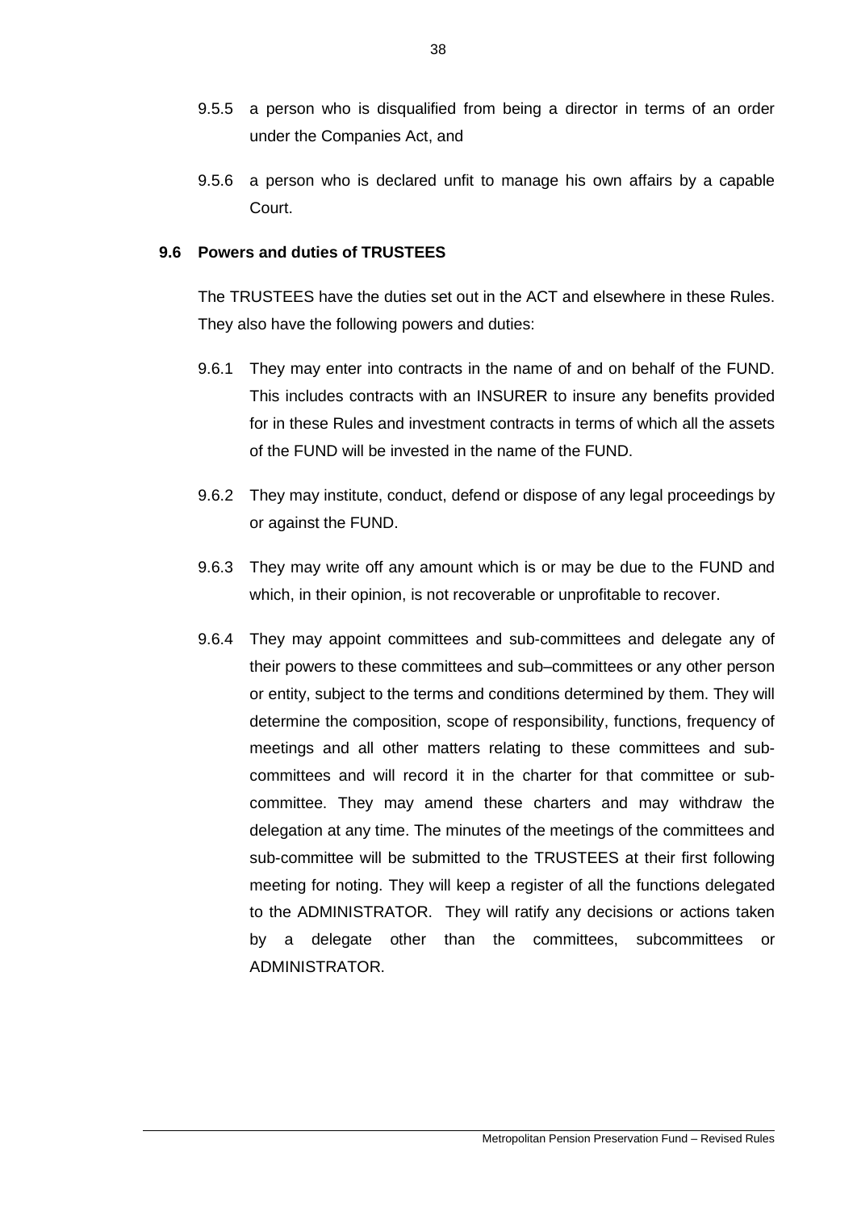9.5.5 a person who is disqualified from being a director in terms of an order under the Companies Act, and

9.5.6 a person who is declared unfit to manage his own affairs by a capable Court.

### 9.6 Powers and duties of TRUSTEES

The TRUSTEES have the duties set out in the ACT and elsewhere in these Rules. They also have the following powers and duties:

9.6.1 They may enter into contracts in the name of and on behalf of the FUND. This includes contracts with an INSURER to insure any benefits provided for in these Rules and investment contracts in terms of which all the assets of the FUND will be invested in the name of the FUND.

9.6.2 They may institute, conduct, defend or dispose of any legal proceedings by or against the FUND.

9.6.3 They may write off any amount which is or may be due to the FUND and which, in their opinion, is not recoverable or unprofitable to recover.

9.6.4 They may appoint committees and sub-committees and delegate any of their powers to these committees and sub–committees or any other person or entity, subject to the terms and conditions determined by them. They will determine the composition, scope of responsibility, functions, frequency of meetings and all other matters relating to these committees and sub-committees and will record it in the charter for that committee or sub-committee. They may amend these charters and may withdraw the delegation at any time. The minutes of the meetings of the committees and sub-committee will be submitted to the TRUSTEES at their first following meeting for noting. They will keep a register of all the functions delegated to the ADMINISTRATOR. They will ratify any decisions or actions taken by a delegate other than the committees, subcommittees or ADMINISTRATOR.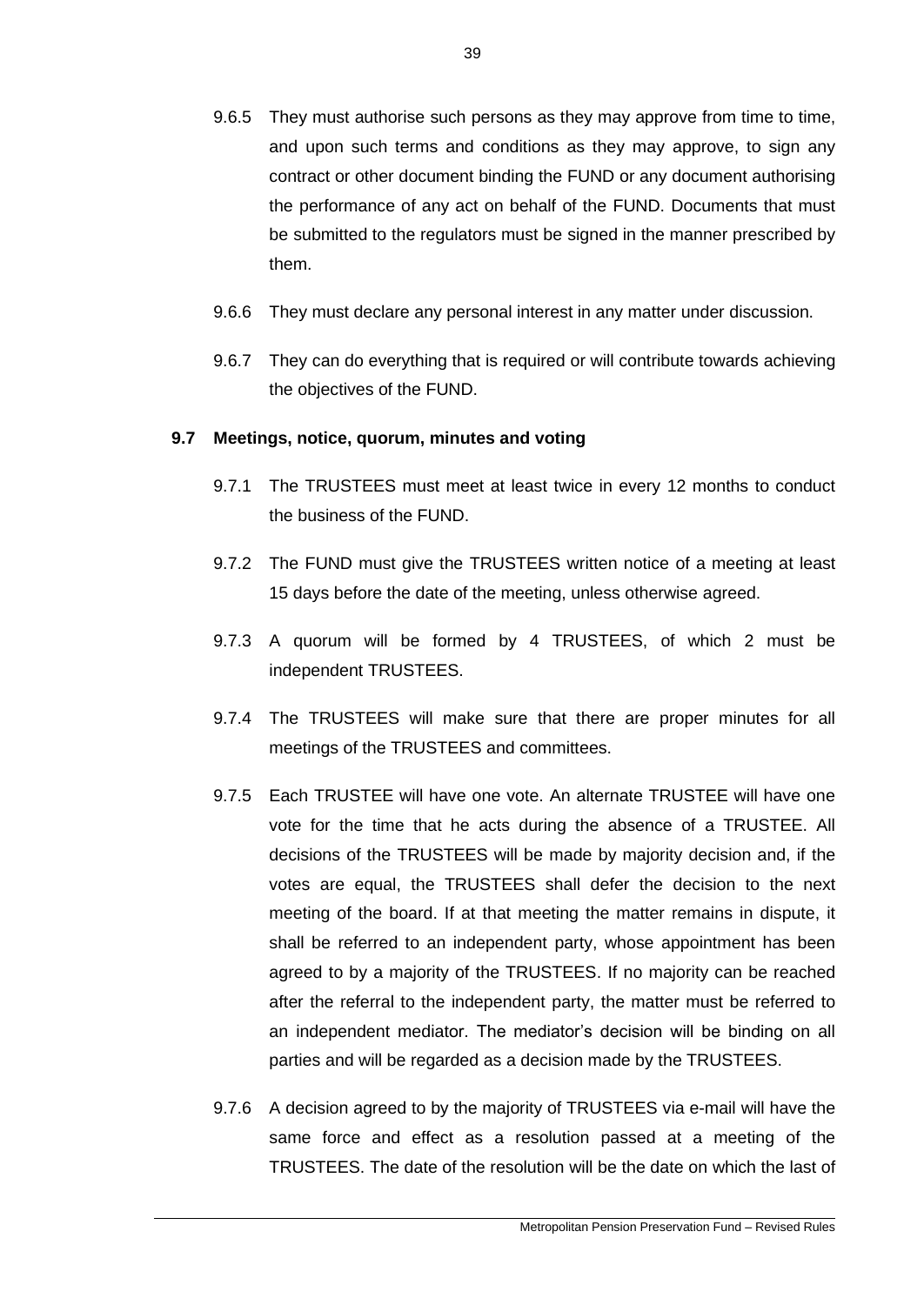9.6.5 They must authorise such persons as they may approve from time to time, and upon such terms and conditions as they may approve, to sign any contract or other document binding the FUND or any document authorising the performance of any act on behalf of the FUND. Documents that must be submitted to the regulators must be signed in the manner prescribed by them.

9.6.6 They must declare any personal interest in any matter under discussion.

9.6.7 They can do everything that is required or will contribute towards achieving the objectives of the FUND.

### 9.7 Meetings, notice, quorum, minutes and voting

9.7.1 The TRUSTEES must meet at least twice in every 12 months to conduct the business of the FUND.

9.7.2 The FUND must give the TRUSTEES written notice of a meeting at least 15 days before the date of the meeting, unless otherwise agreed.

9.7.3 A quorum will be formed by 4 TRUSTEES, of which 2 must be independent TRUSTEES.

9.7.4 The TRUSTEES will make sure that there are proper minutes for all meetings of the TRUSTEES and committees.

9.7.5 Each TRUSTEE will have one vote. An alternate TRUSTEE will have one vote for the time that he acts during the absence of a TRUSTEE. All decisions of the TRUSTEES will be made by majority decision and, if the votes are equal, the TRUSTEES shall defer the decision to the next meeting of the board. If at that meeting the matter remains in dispute, it shall be referred to an independent party, whose appointment has been agreed to by a majority of the TRUSTEES. If no majority can be reached after the referral to the independent party, the matter must be referred to an independent mediator. The mediator's decision will be binding on all parties and will be regarded as a decision made by the TRUSTEES.

9.7.6 A decision agreed to by the majority of TRUSTEES via e-mail will have the same force and effect as a resolution passed at a meeting of the TRUSTEES. The date of the resolution will be the date on which the last of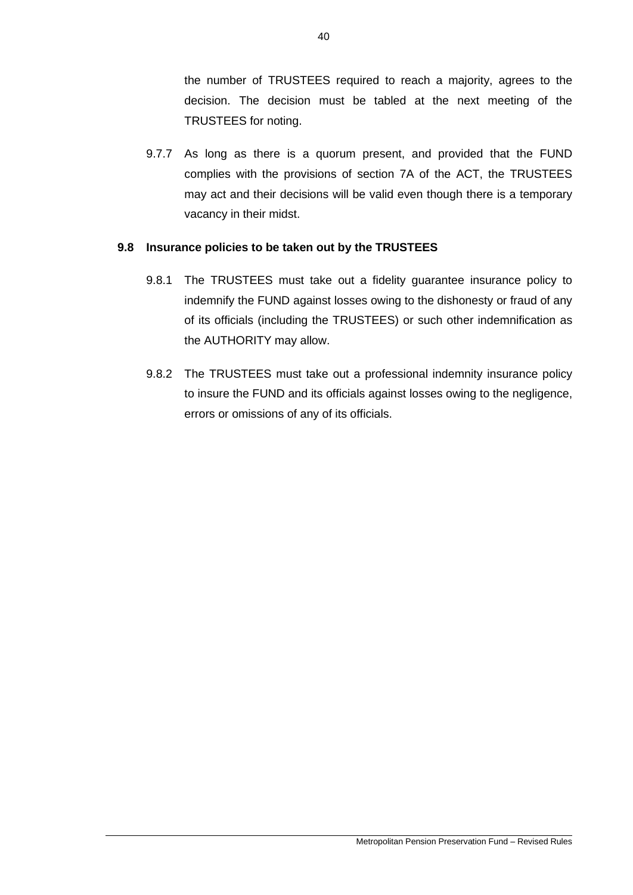the number of TRUSTEES required to reach a majority, agrees to the decision. The decision must be tabled at the next meeting of the TRUSTEES for noting.

9.7.7 As long as there is a quorum present, and provided that the FUND complies with the provisions of section 7A of the ACT, the TRUSTEES may act and their decisions will be valid even though there is a temporary vacancy in their midst.

**9.8 Insurance policies to be taken out by the TRUSTEES**

9.8.1 The TRUSTEES must take out a fidelity guarantee insurance policy to indemnify the FUND against losses owing to the dishonesty or fraud of any of its officials (including the TRUSTEES) or such other indemnification as the AUTHORITY may allow.

9.8.2 The TRUSTEES must take out a professional indemnity insurance policy to insure the FUND and its officials against losses owing to the negligence, errors or omissions of any of its officials.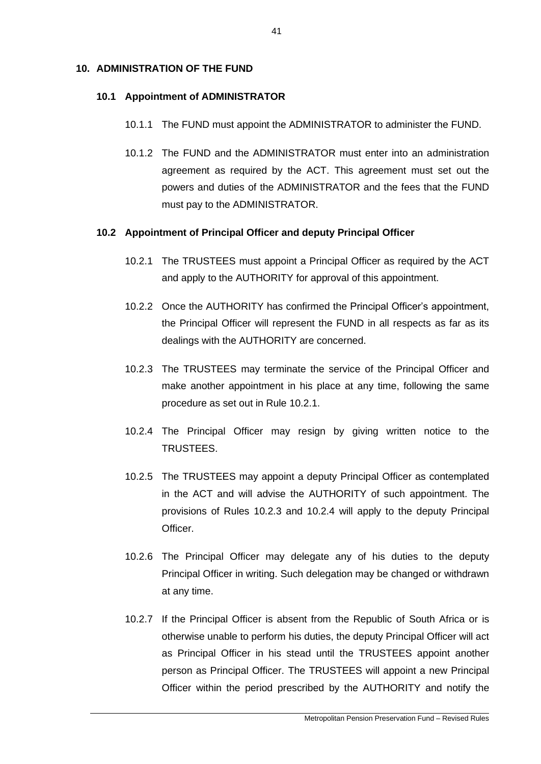## 10. ADMINISTRATION OF THE FUND

### 10.1 Appointment of ADMINISTRATOR

10.1.1 The FUND must appoint the ADMINISTRATOR to administer the FUND.

10.1.2 The FUND and the ADMINISTRATOR must enter into an administration agreement as required by the ACT. This agreement must set out the powers and duties of the ADMINISTRATOR and the fees that the FUND must pay to the ADMINISTRATOR.

### 10.2 Appointment of Principal Officer and deputy Principal Officer

10.2.1 The TRUSTEES must appoint a Principal Officer as required by the ACT and apply to the AUTHORITY for approval of this appointment.

10.2.2 Once the AUTHORITY has confirmed the Principal Officer's appointment, the Principal Officer will represent the FUND in all respects as far as its dealings with the AUTHORITY are concerned.

10.2.3 The TRUSTEES may terminate the service of the Principal Officer and make another appointment in his place at any time, following the same procedure as set out in Rule 10.2.1.

10.2.4 The Principal Officer may resign by giving written notice to the TRUSTEES.

10.2.5 The TRUSTEES may appoint a deputy Principal Officer as contemplated in the ACT and will advise the AUTHORITY of such appointment. The provisions of Rules 10.2.3 and 10.2.4 will apply to the deputy Principal Officer.

10.2.6 The Principal Officer may delegate any of his duties to the deputy Principal Officer in writing. Such delegation may be changed or withdrawn at any time.

10.2.7 If the Principal Officer is absent from the Republic of South Africa or is otherwise unable to perform his duties, the deputy Principal Officer will act as Principal Officer in his stead until the TRUSTEES appoint another person as Principal Officer. The TRUSTEES will appoint a new Principal Officer within the period prescribed by the AUTHORITY and notify the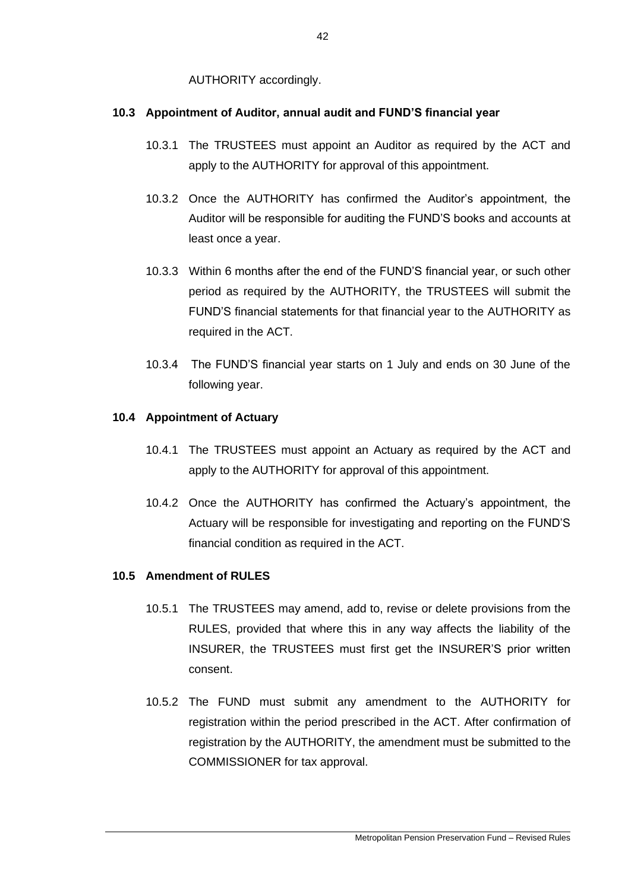AUTHORITY accordingly.

### 10.3 Appointment of Auditor, annual audit and FUND'S financial year

10.3.1 The TRUSTEES must appoint an Auditor as required by the ACT and apply to the AUTHORITY for approval of this appointment.

10.3.2 Once the AUTHORITY has confirmed the Auditor's appointment, the Auditor will be responsible for auditing the FUND'S books and accounts at least once a year.

10.3.3 Within 6 months after the end of the FUND'S financial year, or such other period as required by the AUTHORITY, the TRUSTEES will submit the FUND'S financial statements for that financial year to the AUTHORITY as required in the ACT.

10.3.4 The FUND'S financial year starts on 1 July and ends on 30 June of the following year.

### 10.4 Appointment of Actuary

10.4.1 The TRUSTEES must appoint an Actuary as required by the ACT and apply to the AUTHORITY for approval of this appointment.

10.4.2 Once the AUTHORITY has confirmed the Actuary's appointment, the Actuary will be responsible for investigating and reporting on the FUND'S financial condition as required in the ACT.

### 10.5 Amendment of RULES

10.5.1 The TRUSTEES may amend, add to, revise or delete provisions from the RULES, provided that where this in any way affects the liability of the INSURER, the TRUSTEES must first get the INSURER'S prior written consent.

10.5.2 The FUND must submit any amendment to the AUTHORITY for registration within the period prescribed in the ACT. After confirmation of registration by the AUTHORITY, the amendment must be submitted to the COMMISSIONER for tax approval.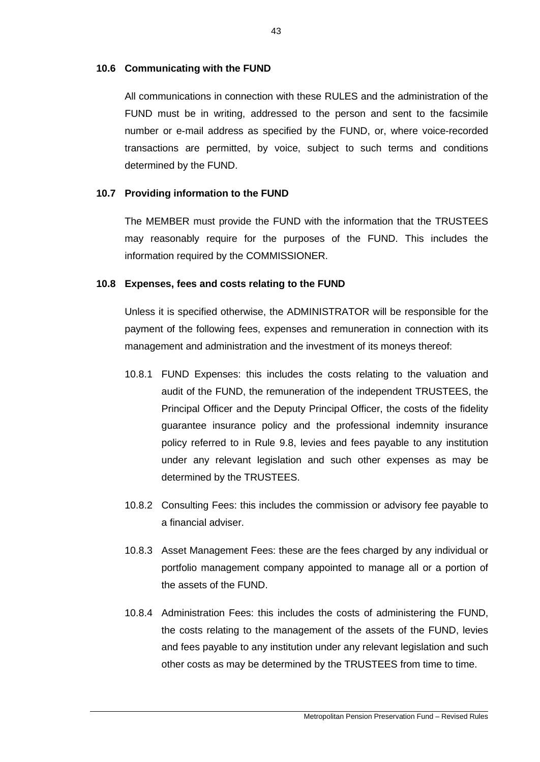### 10.6 Communicating with the FUND

All communications in connection with these RULES and the administration of the FUND must be in writing, addressed to the person and sent to the facsimile number or e-mail address as specified by the FUND, or, where voice-recorded transactions are permitted, by voice, subject to such terms and conditions determined by the FUND.

### 10.7 Providing information to the FUND

The MEMBER must provide the FUND with the information that the TRUSTEES may reasonably require for the purposes of the FUND. This includes the information required by the COMMISSIONER.

### 10.8 Expenses, fees and costs relating to the FUND

Unless it is specified otherwise, the ADMINISTRATOR will be responsible for the payment of the following fees, expenses and remuneration in connection with its management and administration and the investment of its moneys thereof:

10.8.1 FUND Expenses: this includes the costs relating to the valuation and audit of the FUND, the remuneration of the independent TRUSTEES, the Principal Officer and the Deputy Principal Officer, the costs of the fidelity guarantee insurance policy and the professional indemnity insurance policy referred to in Rule 9.8, levies and fees payable to any institution under any relevant legislation and such other expenses as may be determined by the TRUSTEES.

10.8.2 Consulting Fees: this includes the commission or advisory fee payable to a financial adviser.

10.8.3 Asset Management Fees: these are the fees charged by any individual or portfolio management company appointed to manage all or a portion of the assets of the FUND.

10.8.4 Administration Fees: this includes the costs of administering the FUND, the costs relating to the management of the assets of the FUND, levies and fees payable to any institution under any relevant legislation and such other costs as may be determined by the TRUSTEES from time to time.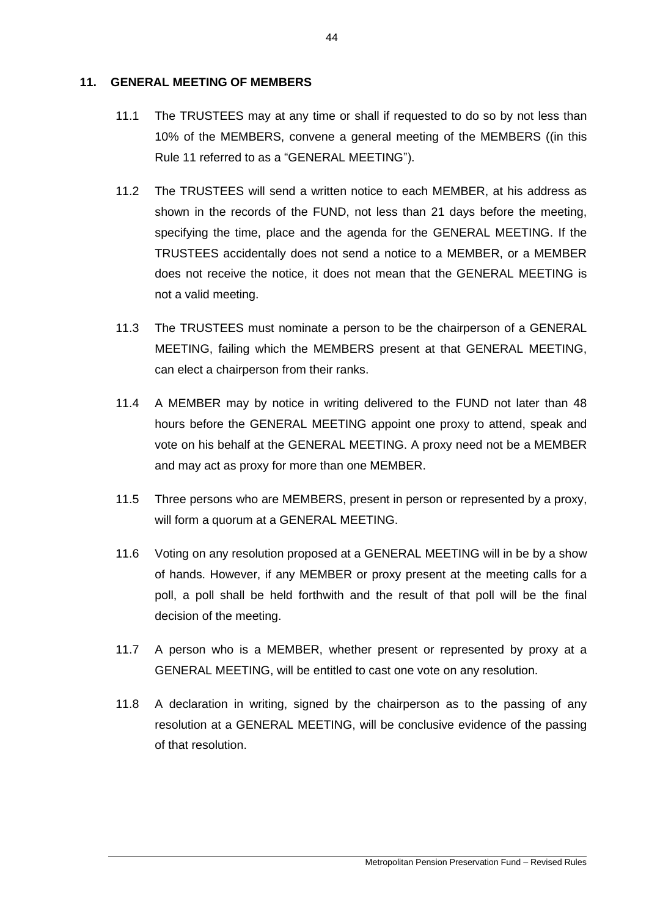## 11. GENERAL MEETING OF MEMBERS

11.1 The TRUSTEES may at any time or shall if requested to do so by not less than 10% of the MEMBERS, convene a general meeting of the MEMBERS ((in this Rule 11 referred to as a "GENERAL MEETING").

11.2 The TRUSTEES will send a written notice to each MEMBER, at his address as shown in the records of the FUND, not less than 21 days before the meeting, specifying the time, place and the agenda for the GENERAL MEETING. If the TRUSTEES accidentally does not send a notice to a MEMBER, or a MEMBER does not receive the notice, it does not mean that the GENERAL MEETING is not a valid meeting.

11.3 The TRUSTEES must nominate a person to be the chairperson of a GENERAL MEETING, failing which the MEMBERS present at that GENERAL MEETING, can elect a chairperson from their ranks.

11.4 A MEMBER may by notice in writing delivered to the FUND not later than 48 hours before the GENERAL MEETING appoint one proxy to attend, speak and vote on his behalf at the GENERAL MEETING. A proxy need not be a MEMBER and may act as proxy for more than one MEMBER.

11.5 Three persons who are MEMBERS, present in person or represented by a proxy, will form a quorum at a GENERAL MEETING.

11.6 Voting on any resolution proposed at a GENERAL MEETING will in be by a show of hands. However, if any MEMBER or proxy present at the meeting calls for a poll, a poll shall be held forthwith and the result of that poll will be the final decision of the meeting.

11.7 A person who is a MEMBER, whether present or represented by proxy at a GENERAL MEETING, will be entitled to cast one vote on any resolution.

11.8 A declaration in writing, signed by the chairperson as to the passing of any resolution at a GENERAL MEETING, will be conclusive evidence of the passing of that resolution.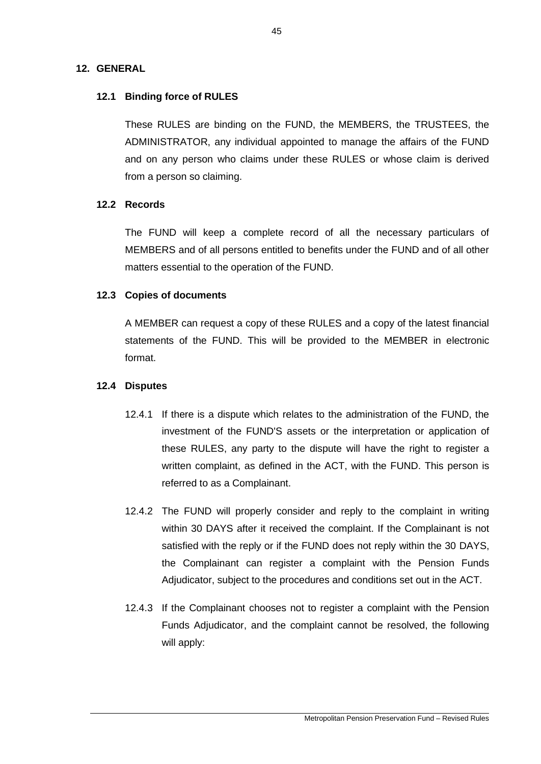## 12. GENERAL

### 12.1 Binding force of RULES

These RULES are binding on the FUND, the MEMBERS, the TRUSTEES, the ADMINISTRATOR, any individual appointed to manage the affairs of the FUND and on any person who claims under these RULES or whose claim is derived from a person so claiming.

### 12.2 Records

The FUND will keep a complete record of all the necessary particulars of MEMBERS and of all persons entitled to benefits under the FUND and of all other matters essential to the operation of the FUND.

### 12.3 Copies of documents

A MEMBER can request a copy of these RULES and a copy of the latest financial statements of the FUND. This will be provided to the MEMBER in electronic format.

### 12.4 Disputes

12.4.1 If there is a dispute which relates to the administration of the FUND, the investment of the FUND'S assets or the interpretation or application of these RULES, any party to the dispute will have the right to register a written complaint, as defined in the ACT, with the FUND. This person is referred to as a Complainant.

12.4.2 The FUND will properly consider and reply to the complaint in writing within 30 DAYS after it received the complaint. If the Complainant is not satisfied with the reply or if the FUND does not reply within the 30 DAYS, the Complainant can register a complaint with the Pension Funds Adjudicator, subject to the procedures and conditions set out in the ACT.

12.4.3 If the Complainant chooses not to register a complaint with the Pension Funds Adjudicator, and the complaint cannot be resolved, the following will apply: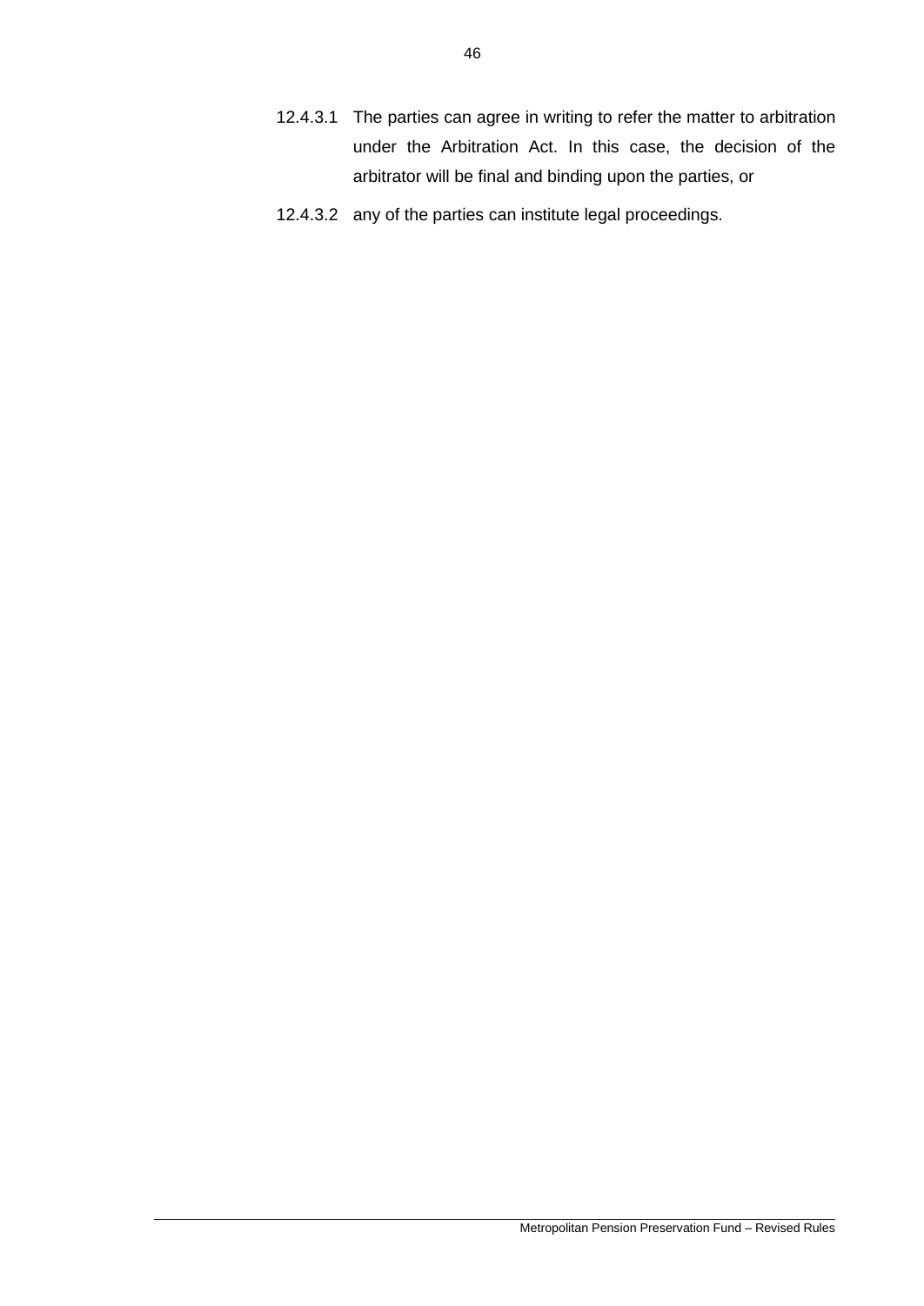12.4.3.1 The parties can agree in writing to refer the matter to arbitration under the Arbitration Act. In this case, the decision of the arbitrator will be final and binding upon the parties, or

12.4.3.2 any of the parties can institute legal proceedings.